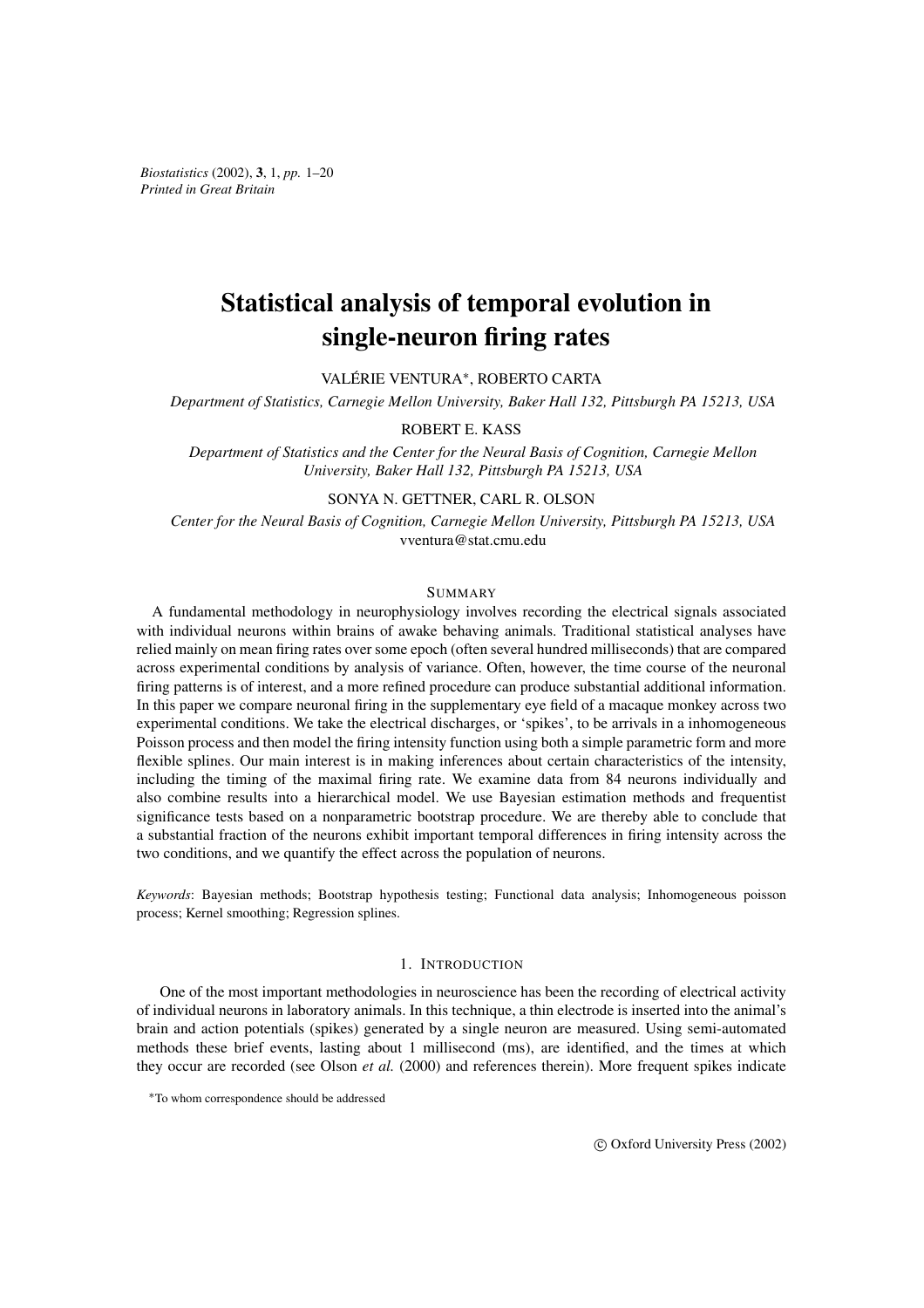# Statistical analysis of temporal evolution in single-neuron firing rates

VALÉRIE VENTURA*, ROBERTO CARTA

*Department of Statistics, Carnegie Mellon University, Baker Hall 132, Pittsburgh PA 15213, USA*

ROBERT E. KASS

*Department of Statistics and the Center for the Neural Basis of Cognition, Carnegie Mellon University, Baker Hall 132, Pittsburgh PA 15213, USA*

SONYA N. GETTNER, CARL R. OLSON

*Center for the Neural Basis of Cognition, Carnegie Mellon University, Pittsburgh PA 15213, USA*
vventura@stat.cmu.edu

## Summary

A fundamental methodology in neurophysiology involves recording the electrical signals associated with individual neurons within brains of awake behaving animals. Traditional statistical analyses have relied mainly on mean firing rates over some epoch (often several hundred milliseconds) that are compared across experimental conditions by analysis of variance. Often, however, the time course of the neuronal firing patterns is of interest, and a more refined procedure can produce substantial additional information. In this paper we compare neuronal firing in the supplementary eye field of a macaque monkey across two experimental conditions. We take the electrical discharges, or 'spikes', to be arrivals in a inhomogeneous Poisson process and then model the firing intensity function using both a simple parametric form and more flexible splines. Our main interest is in making inferences about certain characteristics of the intensity, including the timing of the maximal firing rate. We examine data from 84 neurons individually and also combine results into a hierarchical model. We use Bayesian estimation methods and frequentist significance tests based on a nonparametric bootstrap procedure. We are thereby able to conclude that a substantial fraction of the neurons exhibit important temporal differences in firing intensity across the two conditions, and we quantify the effect across the population of neurons.

*Keywords*: Bayesian methods; Bootstrap hypothesis testing; Functional data analysis; Inhomogeneous poisson process; Kernel smoothing; Regression splines.

## 1. Introduction

One of the most important methodologies in neuroscience has been the recording of electrical activity of individual neurons in laboratory animals. In this technique, a thin electrode is inserted into the animal's brain and action potentials (spikes) generated by a single neuron are measured. Using semi-automated methods these brief events, lasting about 1 millisecond (ms), are identified, and the times at which they occur are recorded (see Olson *et al.* (2000) and references therein). More frequent spikes indicate

*To whom correspondence should be addressed

© Oxford University Press (2002)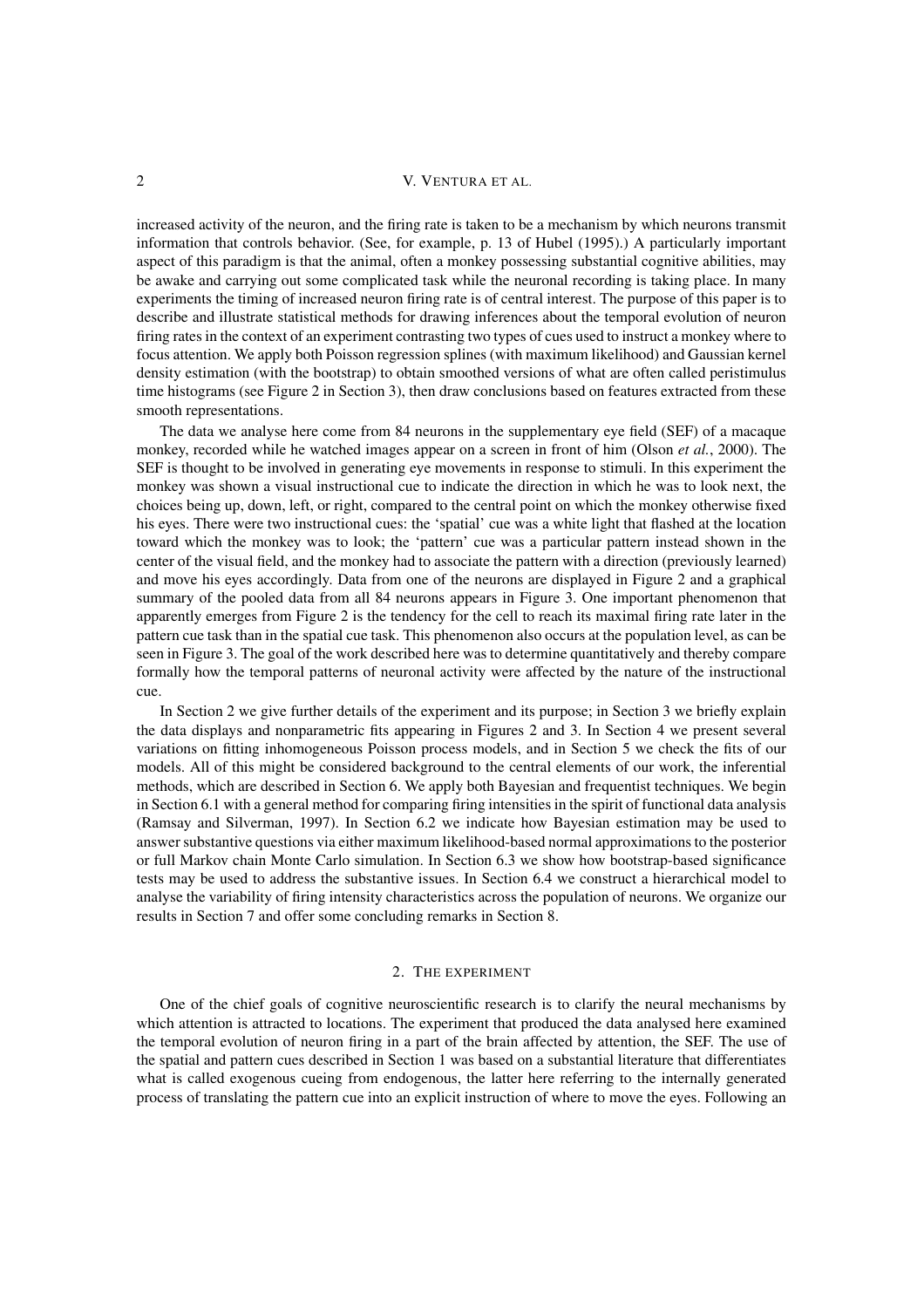increased activity of the neuron, and the firing rate is taken to be a mechanism by which neurons transmit information that controls behavior. (See, for example, p. 13 of Hubel (1995).) A particularly important aspect of this paradigm is that the animal, often a monkey possessing substantial cognitive abilities, may be awake and carrying out some complicated task while the neuronal recording is taking place. In many experiments the timing of increased neuron firing rate is of central interest. The purpose of this paper is to describe and illustrate statistical methods for drawing inferences about the temporal evolution of neuron firing rates in the context of an experiment contrasting two types of cues used to instruct a monkey where to focus attention. We apply both Poisson regression splines (with maximum likelihood) and Gaussian kernel density estimation (with the bootstrap) to obtain smoothed versions of what are often called peristimulus time histograms (see Figure 2 in Section 3), then draw conclusions based on features extracted from these smooth representations.

The data we analyse here come from 84 neurons in the supplementary eye field (SEF) of a macaque monkey, recorded while he watched images appear on a screen in front of him (Olson *et al.*, 2000). The SEF is thought to be involved in generating eye movements in response to stimuli. In this experiment the monkey was shown a visual instructional cue to indicate the direction in which he was to look next, the choices being up, down, left, or right, compared to the central point on which the monkey otherwise fixed his eyes. There were two instructional cues: the 'spatial' cue was a white light that flashed at the location toward which the monkey was to look; the 'pattern' cue was a particular pattern instead shown in the center of the visual field, and the monkey had to associate the pattern with a direction (previously learned) and move his eyes accordingly. Data from one of the neurons are displayed in Figure 2 and a graphical summary of the pooled data from all 84 neurons appears in Figure 3. One important phenomenon that apparently emerges from Figure 2 is the tendency for the cell to reach its maximal firing rate later in the pattern cue task than in the spatial cue task. This phenomenon also occurs at the population level, as can be seen in Figure 3. The goal of the work described here was to determine quantitatively and thereby compare formally how the temporal patterns of neuronal activity were affected by the nature of the instructional cue.

In Section 2 we give further details of the experiment and its purpose; in Section 3 we briefly explain the data displays and nonparametric fits appearing in Figures 2 and 3. In Section 4 we present several variations on fitting inhomogeneous Poisson process models, and in Section 5 we check the fits of our models. All of this might be considered background to the central elements of our work, the inferential methods, which are described in Section 6. We apply both Bayesian and frequentist techniques. We begin in Section 6.1 with a general method for comparing firing intensities in the spirit of functional data analysis (Ramsay and Silverman, 1997). In Section 6.2 we indicate how Bayesian estimation may be used to answer substantive questions via either maximum likelihood-based normal approximations to the posterior or full Markov chain Monte Carlo simulation. In Section 6.3 we show how bootstrap-based significance tests may be used to address the substantive issues. In Section 6.4 we construct a hierarchical model to analyse the variability of firing intensity characteristics across the population of neurons. We organize our results in Section 7 and offer some concluding remarks in Section 8.

## 2. The experiment

One of the chief goals of cognitive neuroscientific research is to clarify the neural mechanisms by which attention is attracted to locations. The experiment that produced the data analysed here examined the temporal evolution of neuron firing in a part of the brain affected by attention, the SEF. The use of the spatial and pattern cues described in Section 1 was based on a substantial literature that differentiates what is called exogenous cueing from endogenous, the latter here referring to the internally generated process of translating the pattern cue into an explicit instruction of where to move the eyes. Following an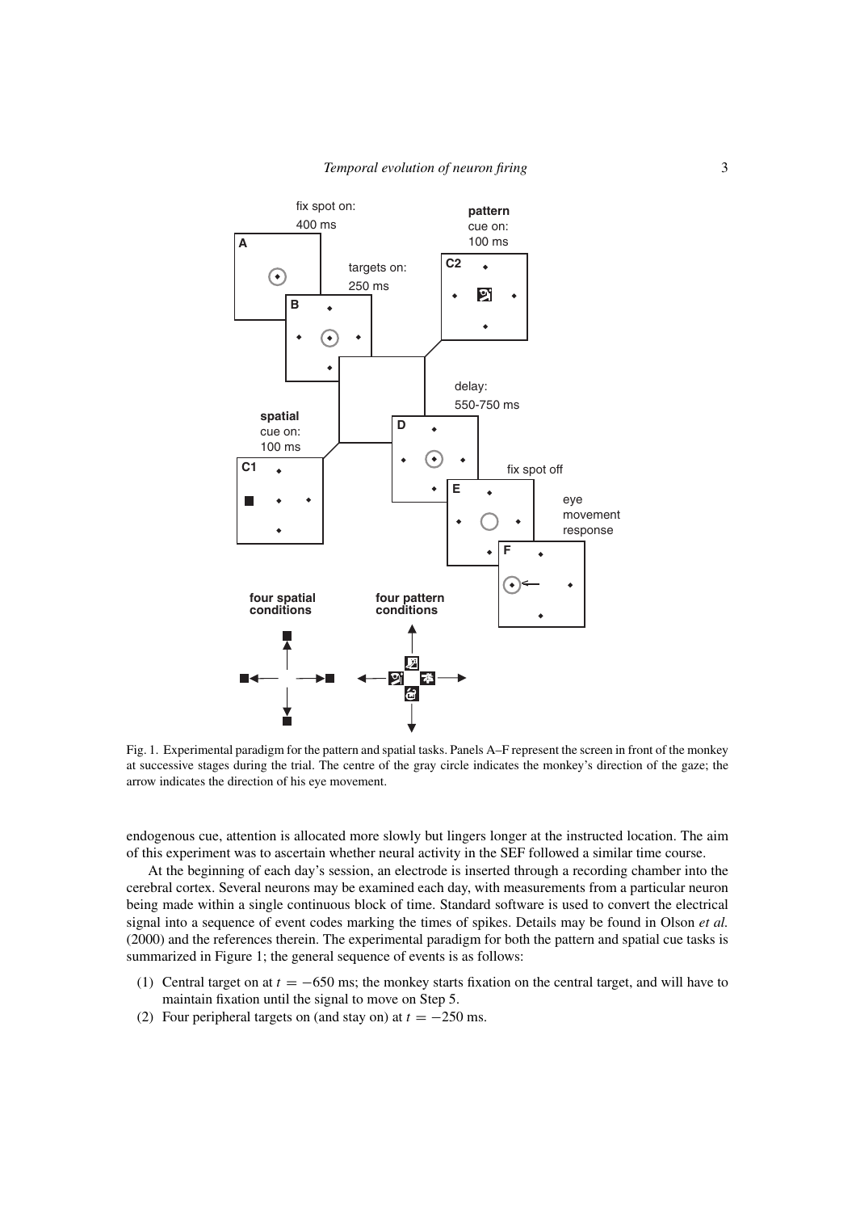Fig. 1. Experimental paradigm for the pattern and spatial tasks. Panels A–F represent the screen in front of the monkey at successive stages during the trial. The centre of the gray circle indicates the monkey's direction of the gaze; the arrow indicates the direction of his eye movement.

endogenous cue, attention is allocated more slowly but lingers longer at the instructed location. The aim of this experiment was to ascertain whether neural activity in the SEF followed a similar time course.

At the beginning of each day's session, an electrode is inserted through a recording chamber into the cerebral cortex. Several neurons may be examined each day, with measurements from a particular neuron being made within a single continuous block of time. Standard software is used to convert the electrical signal into a sequence of event codes marking the times of spikes. Details may be found in Olson *et al.* (2000) and the references therein. The experimental paradigm for both the pattern and spatial cue tasks is summarized in Figure 1; the general sequence of events is as follows:

(1) Central target on at $t = -650$ ms; the monkey starts fixation on the central target, and will have to maintain fixation until the signal to move on Step 5.
(2) Four peripheral targets on (and stay on) at $t = -250$ ms.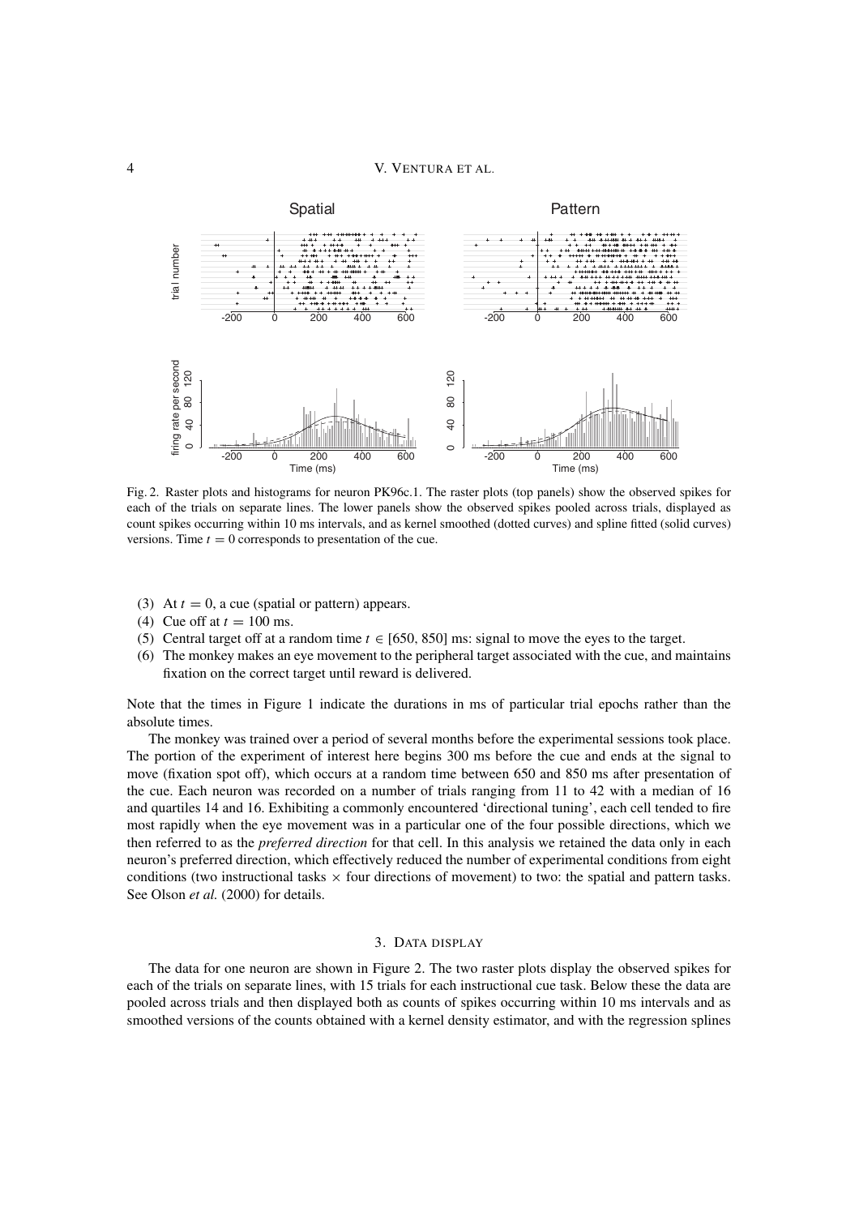Fig. 2. Raster plots and histograms for neuron PK96c.1. The raster plots (top panels) show the observed spikes for each of the trials on separate lines. The lower panels show the observed spikes pooled across trials, displayed as count spikes occurring within 10 ms intervals, and as kernel smoothed (dotted curves) and spline fitted (solid curves) versions. Time $t = 0$ corresponds to presentation of the cue.

(3) At $t = 0$, a cue (spatial or pattern) appears.
(4) Cue off at $t = 100$ ms.
(5) Central target off at a random time $t \in [650, 850]$ ms: signal to move the eyes to the target.
(6) The monkey makes an eye movement to the peripheral target associated with the cue, and maintains fixation on the correct target until reward is delivered.

Note that the times in Figure 1 indicate the durations in ms of particular trial epochs rather than the absolute times.

The monkey was trained over a period of several months before the experimental sessions took place. The portion of the experiment of interest here begins 300 ms before the cue and ends at the signal to move (fixation spot off), which occurs at a random time between 650 and 850 ms after presentation of the cue. Each neuron was recorded on a number of trials ranging from 11 to 42 with a median of 16 and quartiles 14 and 16. Exhibiting a commonly encountered 'directional tuning', each cell tended to fire most rapidly when the eye movement was in a particular one of the four possible directions, which we then referred to as the *preferred direction* for that cell. In this analysis we retained the data only in each neuron's preferred direction, which effectively reduced the number of experimental conditions from eight conditions (two instructional tasks × four directions of movement) to two: the spatial and pattern tasks. See Olson *et al.* (2000) for details.

## 3. Data display

The data for one neuron are shown in Figure 2. The two raster plots display the observed spikes for each of the trials on separate lines, with 15 trials for each instructional cue task. Below these the data are pooled across trials and then displayed both as counts of spikes occurring within 10 ms intervals and as smoothed versions of the counts obtained with a kernel density estimator, and with the regression splines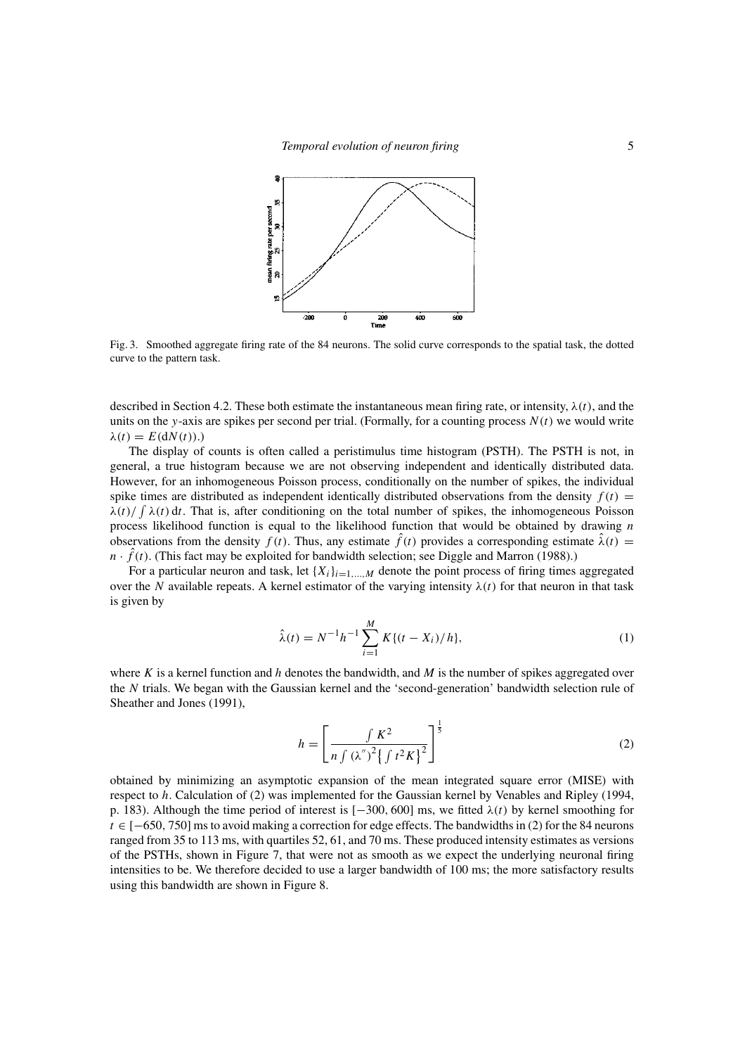Fig. 3. Smoothed aggregate firing rate of the 84 neurons. The solid curve corresponds to the spatial task, the dotted curve to the pattern task.

described in Section 4.2. These both estimate the instantaneous mean firing rate, or intensity, $\lambda(t)$, and the units on the $y$-axis are spikes per second per trial. (Formally, for a counting process $N(t)$ we would write $\lambda(t) = E(\mathrm{d}N(t))$.)

The display of counts is often called a peristimulus time histogram (PSTH). The PSTH is not, in general, a true histogram because we are not observing independent and identically distributed data. However, for an inhomogeneous Poisson process, conditionally on the number of spikes, the individual spike times are distributed as independent identically distributed observations from the density $f(t) = \lambda(t)/\int \lambda(t)\,\mathrm{d}t$. That is, after conditioning on the total number of spikes, the inhomogeneous Poisson process likelihood function is equal to the likelihood function that would be obtained by drawing $n$ observations from the density $f(t)$. Thus, any estimate $\hat{f}(t)$ provides a corresponding estimate $\hat{\lambda}(t) = n \cdot \hat{f}(t)$. (This fact may be exploited for bandwidth selection; see Diggle and Marron (1988).)

For a particular neuron and task, let $\{X_i\}_{i=1,\ldots,M}$ denote the point process of firing times aggregated over the $N$ available repeats. A kernel estimator of the varying intensity $\lambda(t)$ for that neuron in that task is given by

$$\hat{\lambda}(t) = N^{-1} h^{-1} \sum_{i=1}^{M} K\{(t - X_i)/h\}, \tag{1}$$

where $K$ is a kernel function and $h$ denotes the bandwidth, and $M$ is the number of spikes aggregated over the $N$ trials. We began with the Gaussian kernel and the 'second-generation' bandwidth selection rule of Sheather and Jones (1991),

$$h = \left[ \frac{\int K^2}{n \int (\lambda'')^2 \left\{ \int t^2 K \right\}^2} \right]^{\frac{1}{5}} \tag{2}$$

obtained by minimizing an asymptotic expansion of the mean integrated square error (MISE) with respect to $h$. Calculation of (2) was implemented for the Gaussian kernel by Venables and Ripley (1994, p. 183). Although the time period of interest is $[-300, 600]$ ms, we fitted $\lambda(t)$ by kernel smoothing for $t \in [-650, 750]$ ms to avoid making a correction for edge effects. The bandwidths in (2) for the 84 neurons ranged from 35 to 113 ms, with quartiles 52, 61, and 70 ms. These produced intensity estimates as versions of the PSTHs, shown in Figure 7, that were not as smooth as we expect the underlying neuronal firing intensities to be. We therefore decided to use a larger bandwidth of 100 ms; the more satisfactory results using this bandwidth are shown in Figure 8.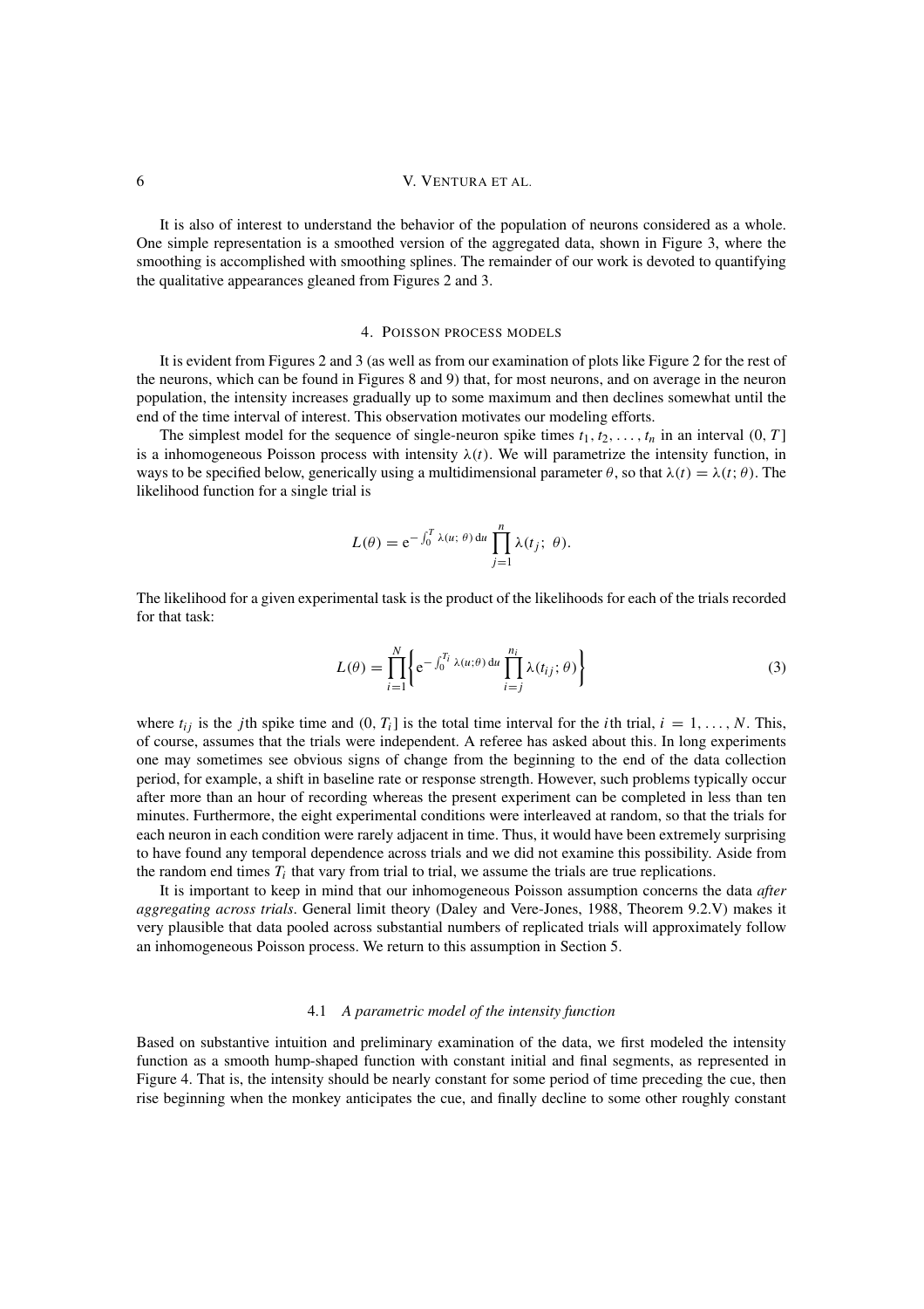It is also of interest to understand the behavior of the population of neurons considered as a whole. One simple representation is a smoothed version of the aggregated data, shown in Figure 3, where the smoothing is accomplished with smoothing splines. The remainder of our work is devoted to quantifying the qualitative appearances gleaned from Figures 2 and 3.

## 4. Poisson process models

It is evident from Figures 2 and 3 (as well as from our examination of plots like Figure 2 for the rest of the neurons, which can be found in Figures 8 and 9) that, for most neurons, and on average in the neuron population, the intensity increases gradually up to some maximum and then declines somewhat until the end of the time interval of interest. This observation motivates our modeling efforts.

The simplest model for the sequence of single-neuron spike times $t_1, t_2, \ldots, t_n$ in an interval $(0, T]$ is a inhomogeneous Poisson process with intensity $\lambda(t)$. We will parametrize the intensity function, in ways to be specified below, generically using a multidimensional parameter $\theta$, so that $\lambda(t) = \lambda(t; \theta)$. The likelihood function for a single trial is

$$L(\theta) = \mathrm{e}^{-\int_0^T \lambda(u;\, \theta)\, \mathrm{d}u} \prod_{j=1}^{n} \lambda(t_j;\; \theta).$$

The likelihood for a given experimental task is the product of the likelihoods for each of the trials recorded for that task:

$$L(\theta) = \prod_{i=1}^{N} \left\{ \mathrm{e}^{-\int_0^{T_i} \lambda(u;\theta)\, \mathrm{d}u} \prod_{i=j}^{n_i} \lambda(t_{ij}; \theta) \right\} \tag{3}$$

where $t_{ij}$ is the $j$th spike time and $(0, T_i]$ is the total time interval for the $i$th trial, $i = 1, \ldots, N$. This, of course, assumes that the trials were independent. A referee has asked about this. In long experiments one may sometimes see obvious signs of change from the beginning to the end of the data collection period, for example, a shift in baseline rate or response strength. However, such problems typically occur after more than an hour of recording whereas the present experiment can be completed in less than ten minutes. Furthermore, the eight experimental conditions were interleaved at random, so that the trials for each neuron in each condition were rarely adjacent in time. Thus, it would have been extremely surprising to have found any temporal dependence across trials and we did not examine this possibility. Aside from the random end times $T_i$ that vary from trial to trial, we assume the trials are true replications.

It is important to keep in mind that our inhomogeneous Poisson assumption concerns the data *after aggregating across trials*. General limit theory (Daley and Vere-Jones, 1988, Theorem 9.2.V) makes it very plausible that data pooled across substantial numbers of replicated trials will approximately follow an inhomogeneous Poisson process. We return to this assumption in Section 5.

### 4.1 *A parametric model of the intensity function*

Based on substantive intuition and preliminary examination of the data, we first modeled the intensity function as a smooth hump-shaped function with constant initial and final segments, as represented in Figure 4. That is, the intensity should be nearly constant for some period of time preceding the cue, then rise beginning when the monkey anticipates the cue, and finally decline to some other roughly constant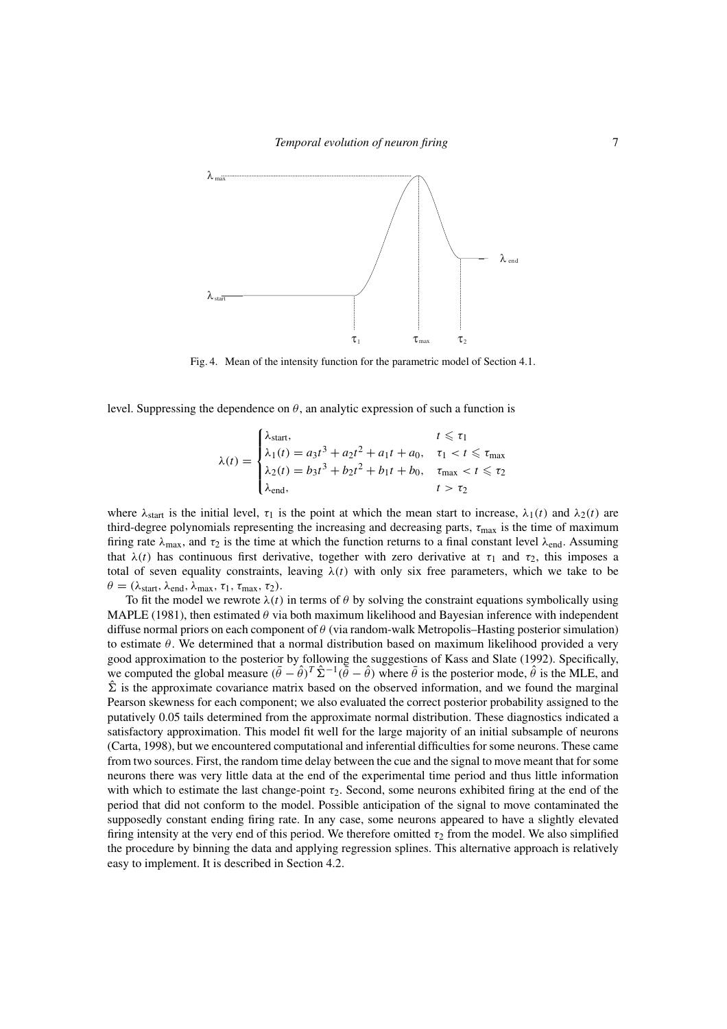Fig. 4. Mean of the intensity function for the parametric model of Section 4.1.

level. Suppressing the dependence on $\theta$, an analytic expression of such a function is

$$\lambda(t) = \begin{cases} \lambda_{\text{start}}, & t \leqslant \tau_1 \\ \lambda_1(t) = a_3t^3 + a_2t^2 + a_1t + a_0, & \tau_1 < t \leqslant \tau_{\max} \\ \lambda_2(t) = b_3t^3 + b_2t^2 + b_1t + b_0, & \tau_{\max} < t \leqslant \tau_2 \\ \lambda_{\text{end}}, & t > \tau_2 \end{cases}$$

where $\lambda_{\text{start}}$ is the initial level, $\tau_1$ is the point at which the mean start to increase, $\lambda_1(t)$ and $\lambda_2(t)$ are third-degree polynomials representing the increasing and decreasing parts, $\tau_{\max}$ is the time of maximum firing rate $\lambda_{\max}$, and $\tau_2$ is the time at which the function returns to a final constant level $\lambda_{\text{end}}$. Assuming that $\lambda(t)$ has continuous first derivative, together with zero derivative at $\tau_1$ and $\tau_2$, this imposes a total of seven equality constraints, leaving $\lambda(t)$ with only six free parameters, which we take to be $\theta = (\lambda_{\text{start}}, \lambda_{\text{end}}, \lambda_{\max}, \tau_1, \tau_{\max}, \tau_2)$.

To fit the model we rewrote $\lambda(t)$ in terms of $\theta$ by solving the constraint equations symbolically using MAPLE (1981), then estimated $\theta$ via both maximum likelihood and Bayesian inference with independent diffuse normal priors on each component of $\theta$ (via random-walk Metropolis–Hasting posterior simulation) to estimate $\theta$. We determined that a normal distribution based on maximum likelihood provided a very good approximation to the posterior by following the suggestions of Kass and Slate (1992). Specifically, we computed the global measure $(\bar{\theta} - \hat{\theta})^T \hat{\Sigma}^{-1} (\bar{\theta} - \hat{\theta})$ where $\bar{\theta}$ is the posterior mode, $\hat{\theta}$ is the MLE, and $\hat{\Sigma}$ is the approximate covariance matrix based on the observed information, and we found the marginal Pearson skewness for each component; we also evaluated the correct posterior probability assigned to the putatively 0.05 tails determined from the approximate normal distribution. These diagnostics indicated a satisfactory approximation. This model fit well for the large majority of an initial subsample of neurons (Carta, 1998), but we encountered computational and inferential difficulties for some neurons. These came from two sources. First, the random time delay between the cue and the signal to move meant that for some neurons there was very little data at the end of the experimental time period and thus little information with which to estimate the last change-point $\tau_2$. Second, some neurons exhibited firing at the end of the period that did not conform to the model. Possible anticipation of the signal to move contaminated the supposedly constant ending firing rate. In any case, some neurons appeared to have a slightly elevated firing intensity at the very end of this period. We therefore omitted $\tau_2$ from the model. We also simplified the procedure by binning the data and applying regression splines. This alternative approach is relatively easy to implement. It is described in Section 4.2.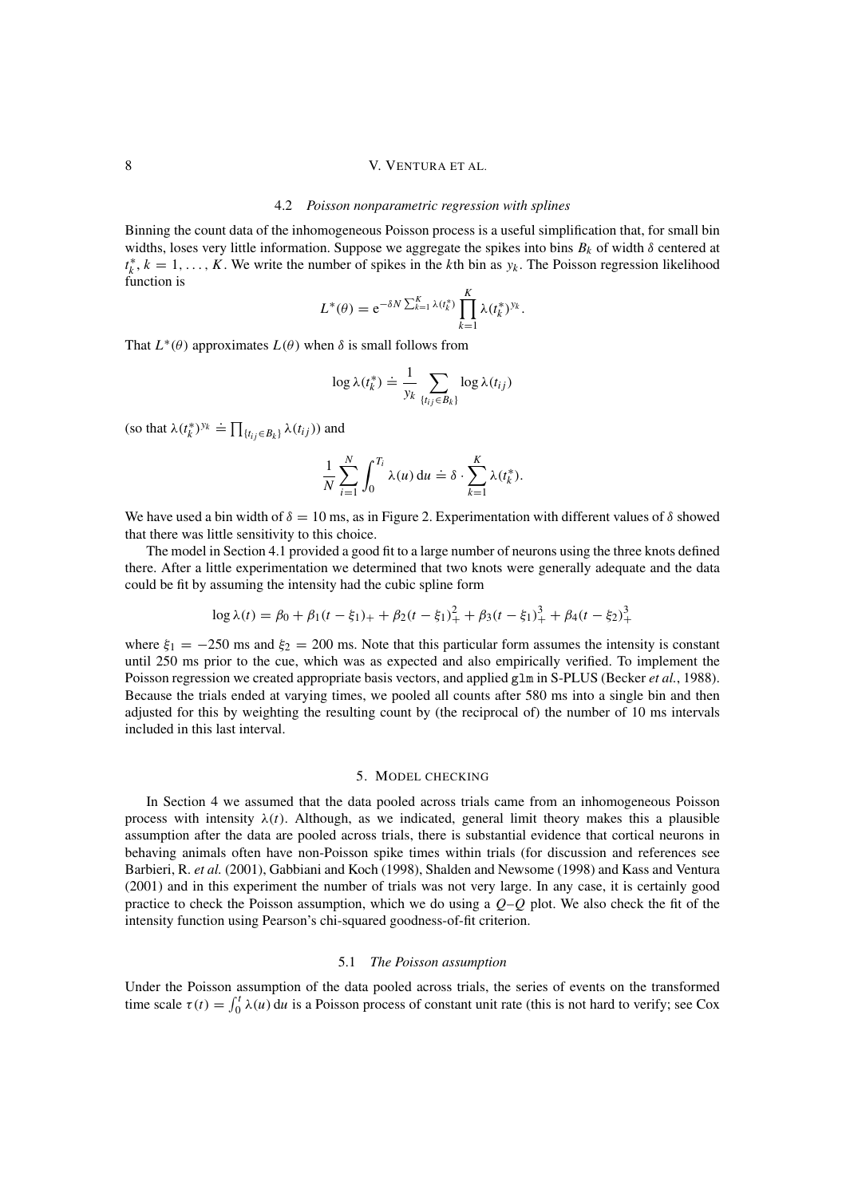### 4.2 *Poisson nonparametric regression with splines*

Binning the count data of the inhomogeneous Poisson process is a useful simplification that, for small bin widths, loses very little information. Suppose we aggregate the spikes into bins $B_k$ of width $\delta$ centered at $t_k^*$, $k = 1, \ldots, K$. We write the number of spikes in the $k$th bin as $y_k$. The Poisson regression likelihood function is

$$L^*(\theta) = \mathrm{e}^{-\delta N \sum_{k=1}^{K} \lambda(t_k^*)} \prod_{k=1}^{K} \lambda(t_k^*)^{y_k}.$$

That $L^*(\theta)$ approximates $L(\theta)$ when $\delta$ is small follows from

$$\log \lambda(t_k^*) \doteq \frac{1}{y_k} \sum_{\{t_{ij} \in B_k\}} \log \lambda(t_{ij})$$

(so that $\lambda(t_k^*)^{y_k} \doteq \prod_{\{t_{ij} \in B_k\}} \lambda(t_{ij})$) and

$$\frac{1}{N} \sum_{i=1}^{N} \int_0^{T_i} \lambda(u)\, \mathrm{d}u \doteq \delta \cdot \sum_{k=1}^{K} \lambda(t_k^*).$$

We have used a bin width of $\delta = 10$ ms, as in Figure 2. Experimentation with different values of $\delta$ showed that there was little sensitivity to this choice.

The model in Section 4.1 provided a good fit to a large number of neurons using the three knots defined there. After a little experimentation we determined that two knots were generally adequate and the data could be fit by assuming the intensity had the cubic spline form

$$\log \lambda(t) = \beta_0 + \beta_1 (t - \xi_1)_+ + \beta_2 (t - \xi_1)_+^2 + \beta_3 (t - \xi_1)_+^3 + \beta_4 (t - \xi_2)_+^3$$

where $\xi_1 = -250$ ms and $\xi_2 = 200$ ms. Note that this particular form assumes the intensity is constant until 250 ms prior to the cue, which was as expected and also empirically verified. To implement the Poisson regression we created appropriate basis vectors, and applied `glm` in S-PLUS (Becker *et al.*, 1988). Because the trials ended at varying times, we pooled all counts after 580 ms into a single bin and then adjusted for this by weighting the resulting count by (the reciprocal of) the number of 10 ms intervals included in this last interval.

## 5. Model checking

In Section 4 we assumed that the data pooled across trials came from an inhomogeneous Poisson process with intensity $\lambda(t)$. Although, as we indicated, general limit theory makes this a plausible assumption after the data are pooled across trials, there is substantial evidence that cortical neurons in behaving animals often have non-Poisson spike times within trials (for discussion and references see Barbieri, R. *et al.* (2001), Gabbiani and Koch (1998), Shalden and Newsome (1998) and Kass and Ventura (2001) and in this experiment the number of trials was not very large. In any case, it is certainly good practice to check the Poisson assumption, which we do using a $Q$–$Q$ plot. We also check the fit of the intensity function using Pearson's chi-squared goodness-of-fit criterion.

### 5.1 *The Poisson assumption*

Under the Poisson assumption of the data pooled across trials, the series of events on the transformed time scale $\tau(t) = \int_0^t \lambda(u)\, \mathrm{d}u$ is a Poisson process of constant unit rate (this is not hard to verify; see Cox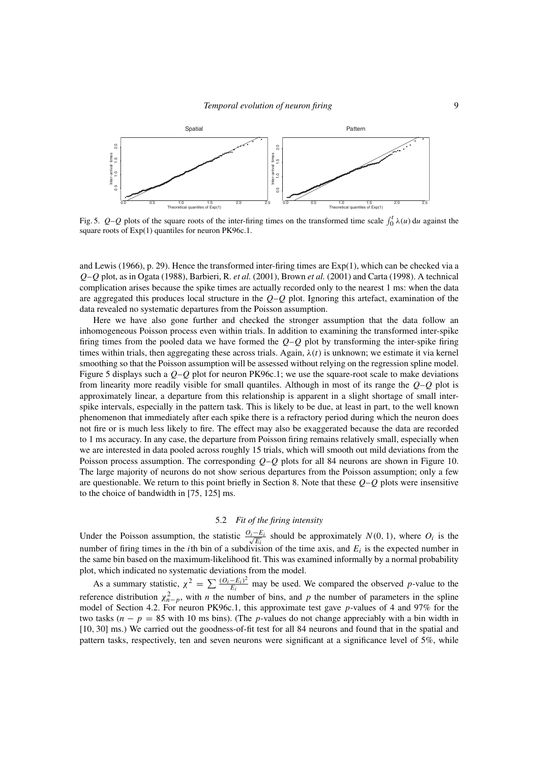Fig. 5. $Q$–$Q$ plots of the square roots of the inter-firing times on the transformed time scale $\int_0^t \lambda(u)\,\mathrm{d}u$ against the square roots of Exp(1) quantiles for neuron PK96c.1.

and Lewis (1966), p. 29). Hence the transformed inter-firing times are Exp(1), which can be checked via a $Q$–$Q$ plot, as in Ogata (1988), Barbieri, R. *et al.* (2001), Brown *et al.* (2001) and Carta (1998). A technical complication arises because the spike times are actually recorded only to the nearest 1 ms: when the data are aggregated this produces local structure in the $Q$–$Q$ plot. Ignoring this artefact, examination of the data revealed no systematic departures from the Poisson assumption.

Here we have also gone further and checked the stronger assumption that the data follow an inhomogeneous Poisson process even within trials. In addition to examining the transformed inter-spike firing times from the pooled data we have formed the $Q$–$Q$ plot by transforming the inter-spike firing times within trials, then aggregating these across trials. Again, $\lambda(t)$ is unknown; we estimate it via kernel smoothing so that the Poisson assumption will be assessed without relying on the regression spline model. Figure 5 displays such a $Q$–$Q$ plot for neuron PK96c.1; we use the square-root scale to make deviations from linearity more readily visible for small quantiles. Although in most of its range the $Q$–$Q$ plot is approximately linear, a departure from this relationship is apparent in a slight shortage of small inter-spike intervals, especially in the pattern task. This is likely to be due, at least in part, to the well known phenomenon that immediately after each spike there is a refractory period during which the neuron does not fire or is much less likely to fire. The effect may also be exaggerated because the data are recorded to 1 ms accuracy. In any case, the departure from Poisson firing remains relatively small, especially when we are interested in data pooled across roughly 15 trials, which will smooth out mild deviations from the Poisson process assumption. The corresponding $Q$–$Q$ plots for all 84 neurons are shown in Figure 10. The large majority of neurons do not show serious departures from the Poisson assumption; only a few are questionable. We return to this point briefly in Section 8. Note that these $Q$–$Q$ plots were insensitive to the choice of bandwidth in [75, 125] ms.

### 5.2 *Fit of the firing intensity*

Under the Poisson assumption, the statistic $\frac{O_i - E_i}{\sqrt{E_i}}$ should be approximately $N(0, 1)$, where $O_i$ is the number of firing times in the $i$th bin of a subdivision of the time axis, and $E_i$ is the expected number in the same bin based on the maximum-likelihood fit. This was examined informally by a normal probability plot, which indicated no systematic deviations from the model.

As a summary statistic, $\chi^2 = \sum \frac{(O_i - E_i)^2}{E_i}$ may be used. We compared the observed $p$-value to the reference distribution $\chi^2_{n-p}$, with $n$ the number of bins, and $p$ the number of parameters in the spline model of Section 4.2. For neuron PK96c.1, this approximate test gave $p$-values of 4 and 97% for the two tasks ($n - p = 85$ with 10 ms bins). (The $p$-values do not change appreciably with a bin width in [10, 30] ms.) We carried out the goodness-of-fit test for all 84 neurons and found that in the spatial and pattern tasks, respectively, ten and seven neurons were significant at a significance level of 5%, while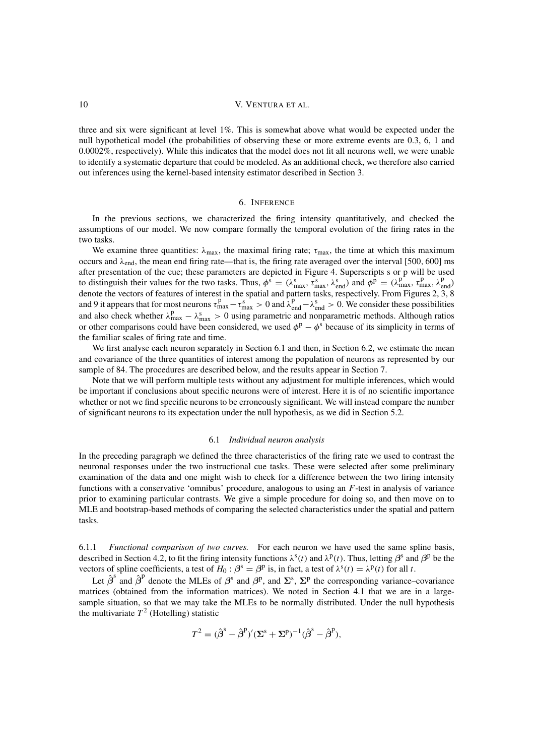three and six were significant at level 1%. This is somewhat above what would be expected under the null hypothetical model (the probabilities of observing these or more extreme events are 0.3, 6, 1 and 0.0002%, respectively). While this indicates that the model does not fit all neurons well, we were unable to identify a systematic departure that could be modeled. As an additional check, we therefore also carried out inferences using the kernel-based intensity estimator described in Section 3.

## 6. Inference

In the previous sections, we characterized the firing intensity quantitatively, and checked the assumptions of our model. We now compare formally the temporal evolution of the firing rates in the two tasks.

We examine three quantities: $\lambda_{\text{max}}$, the maximal firing rate; $\tau_{\text{max}}$, the time at which this maximum occurs and $\lambda_{\text{end}}$, the mean end firing rate—that is, the firing rate averaged over the interval [500, 600] ms after presentation of the cue; these parameters are depicted in Figure 4. Superscripts s or p will be used to distinguish their values for the two tasks. Thus, $\phi^{\text{s}} = (\lambda^{\text{s}}_{\text{max}}, \tau^{\text{s}}_{\text{max}}, \lambda^{\text{s}}_{\text{end}})$ and $\phi^{\text{p}} = (\lambda^{\text{p}}_{\text{max}}, \tau^{\text{p}}_{\text{max}}, \lambda^{\text{p}}_{\text{end}})$ denote the vectors of features of interest in the spatial and pattern tasks, respectively. From Figures 2, 3, 8 and 9 it appears that for most neurons $\tau^{\text{p}}_{\text{max}} - \tau^{\text{s}}_{\text{max}} > 0$ and $\lambda^{\text{p}}_{\text{end}} - \lambda^{\text{s}}_{\text{end}} > 0$. We consider these possibilities and also check whether $\lambda^{\text{p}}_{\text{max}} - \lambda^{\text{s}}_{\text{max}} > 0$ using parametric and nonparametric methods. Although ratios or other comparisons could have been considered, we used $\phi^{\text{p}} - \phi^{\text{s}}$ because of its simplicity in terms of the familiar scales of firing rate and time.

We first analyse each neuron separately in Section 6.1 and then, in Section 6.2, we estimate the mean and covariance of the three quantities of interest among the population of neurons as represented by our sample of 84. The procedures are described below, and the results appear in Section 7.

Note that we will perform multiple tests without any adjustment for multiple inferences, which would be important if conclusions about specific neurons were of interest. Here it is of no scientific importance whether or not we find specific neurons to be erroneously significant. We will instead compare the number of significant neurons to its expectation under the null hypothesis, as we did in Section 5.2.

### 6.1 *Individual neuron analysis*

In the preceding paragraph we defined the three characteristics of the firing rate we used to contrast the neuronal responses under the two instructional cue tasks. These were selected after some preliminary examination of the data and one might wish to check for a difference between the two firing intensity functions with a conservative 'omnibus' procedure, analogous to using an $F$-test in analysis of variance prior to examining particular contrasts. We give a simple procedure for doing so, and then move on to MLE and bootstrap-based methods of comparing the selected characteristics under the spatial and pattern tasks.

#### 6.1.1 *Functional comparison of two curves.*

For each neuron we have used the same spline basis, described in Section 4.2, to fit the firing intensity functions $\lambda^{\text{s}}(t)$ and $\lambda^{\text{p}}(t)$. Thus, letting $\boldsymbol{\beta}^{\text{s}}$ and $\boldsymbol{\beta}^{\text{p}}$ be the vectors of spline coefficients, a test of $H_0 : \boldsymbol{\beta}^{\text{s}} = \boldsymbol{\beta}^{\text{p}}$ is, in fact, a test of $\lambda^{\text{s}}(t) = \lambda^{\text{p}}(t)$ for all $t$.

Let $\hat{\boldsymbol{\beta}}^{\text{s}}$ and $\hat{\boldsymbol{\beta}}^{\text{p}}$ denote the MLEs of $\boldsymbol{\beta}^{\text{s}}$ and $\boldsymbol{\beta}^{\text{p}}$, and $\boldsymbol{\Sigma}^{\text{s}}$, $\boldsymbol{\Sigma}^{\text{p}}$ the corresponding variance–covariance matrices (obtained from the information matrices). We noted in Section 4.1 that we are in a large-sample situation, so that we may take the MLEs to be normally distributed. Under the null hypothesis the multivariate $T^2$ (Hotelling) statistic

$$T^2 = (\hat{\boldsymbol{\beta}}^{\text{s}} - \hat{\boldsymbol{\beta}}^{\text{p}})'(\boldsymbol{\Sigma}^{\text{s}} + \boldsymbol{\Sigma}^{\text{p}})^{-1}(\hat{\boldsymbol{\beta}}^{\text{s}} - \hat{\boldsymbol{\beta}}^{\text{p}}),$$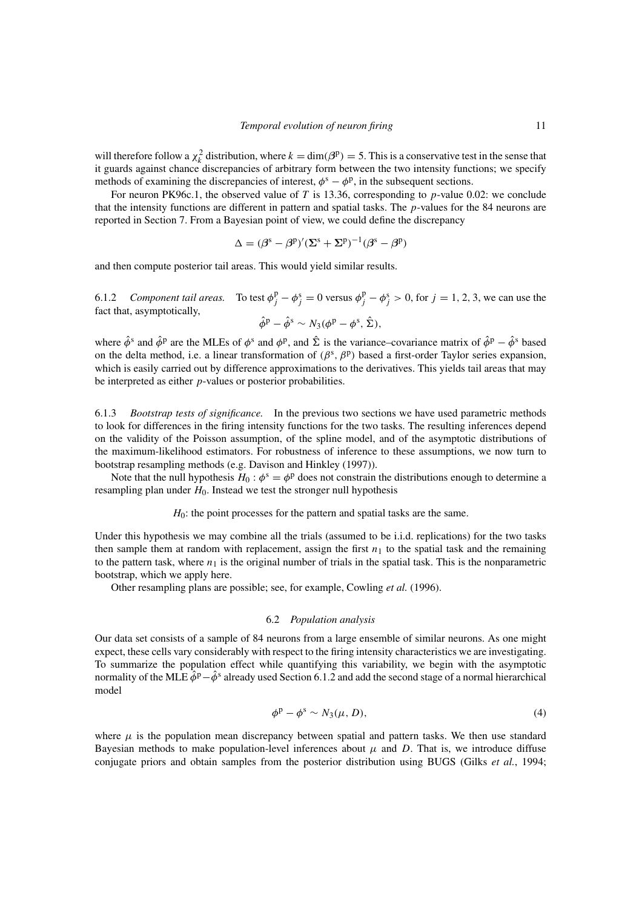will therefore follow a $\chi_k^2$ distribution, where $k = \dim(\beta^{\mathrm{p}}) = 5$. This is a conservative test in the sense that it guards against chance discrepancies of arbitrary form between the two intensity functions; we specify methods of examining the discrepancies of interest, $\phi^{\mathrm{s}} - \phi^{\mathrm{p}}$, in the subsequent sections.

For neuron PK96c.1, the observed value of $T$ is 13.36, corresponding to $p$-value 0.02: we conclude that the intensity functions are different in pattern and spatial tasks. The $p$-values for the 84 neurons are reported in Section 7. From a Bayesian point of view, we could define the discrepancy

$$\Delta = (\beta^{\mathrm{s}} - \beta^{\mathrm{p}})'(\Sigma^{\mathrm{s}} + \Sigma^{\mathrm{p}})^{-1}(\beta^{\mathrm{s}} - \beta^{\mathrm{p}})$$

and then compute posterior tail areas. This would yield similar results.

6.1.2 *Component tail areas.* To test $\phi_j^{\mathrm{p}} - \phi_j^{\mathrm{s}} = 0$ versus $\phi_j^{\mathrm{p}} - \phi_j^{\mathrm{s}} > 0$, for $j = 1, 2, 3$, we can use the fact that, asymptotically,

$$\hat{\phi}^{\mathrm{p}} - \hat{\phi}^{\mathrm{s}} \sim N_3(\phi^{\mathrm{p}} - \phi^{\mathrm{s}}, \hat{\Sigma}),$$

where $\hat{\phi}^{\mathrm{s}}$ and $\hat{\phi}^{\mathrm{p}}$ are the MLEs of $\phi^{\mathrm{s}}$ and $\phi^{\mathrm{p}}$, and $\hat{\Sigma}$ is the variance–covariance matrix of $\hat{\phi}^{\mathrm{p}} - \hat{\phi}^{\mathrm{s}}$ based on the delta method, i.e. a linear transformation of $(\beta^{s}, \beta^{\mathrm{p}})$ based a first-order Taylor series expansion, which is easily carried out by difference approximations to the derivatives. This yields tail areas that may be interpreted as either $p$-values or posterior probabilities.

6.1.3 *Bootstrap tests of significance.* In the previous two sections we have used parametric methods to look for differences in the firing intensity functions for the two tasks. The resulting inferences depend on the validity of the Poisson assumption, of the spline model, and of the asymptotic distributions of the maximum-likelihood estimators. For robustness of inference to these assumptions, we now turn to bootstrap resampling methods (e.g. Davison and Hinkley (1997)).

Note that the null hypothesis $H_0 : \phi^{\mathrm{s}} = \phi^{\mathrm{p}}$ does not constrain the distributions enough to determine a resampling plan under $H_0$. Instead we test the stronger null hypothesis

$H_0$: the point processes for the pattern and spatial tasks are the same.

Under this hypothesis we may combine all the trials (assumed to be i.i.d. replications) for the two tasks then sample them at random with replacement, assign the first $n_1$ to the spatial task and the remaining to the pattern task, where $n_1$ is the original number of trials in the spatial task. This is the nonparametric bootstrap, which we apply here.

Other resampling plans are possible; see, for example, Cowling *et al.* (1996).

### 6.2 *Population analysis*

Our data set consists of a sample of 84 neurons from a large ensemble of similar neurons. As one might expect, these cells vary considerably with respect to the firing intensity characteristics we are investigating. To summarize the population effect while quantifying this variability, we begin with the asymptotic normality of the MLE $\hat{\phi}^{\mathrm{p}} - \hat{\phi}^{\mathrm{s}}$ already used Section 6.1.2 and add the second stage of a normal hierarchical model

$$\phi^{\mathrm{p}} - \phi^{\mathrm{s}} \sim N_3(\mu, D), \tag{4}$$

where $\mu$ is the population mean discrepancy between spatial and pattern tasks. We then use standard Bayesian methods to make population-level inferences about $\mu$ and $D$. That is, we introduce diffuse conjugate priors and obtain samples from the posterior distribution using BUGS (Gilks *et al.*, 1994;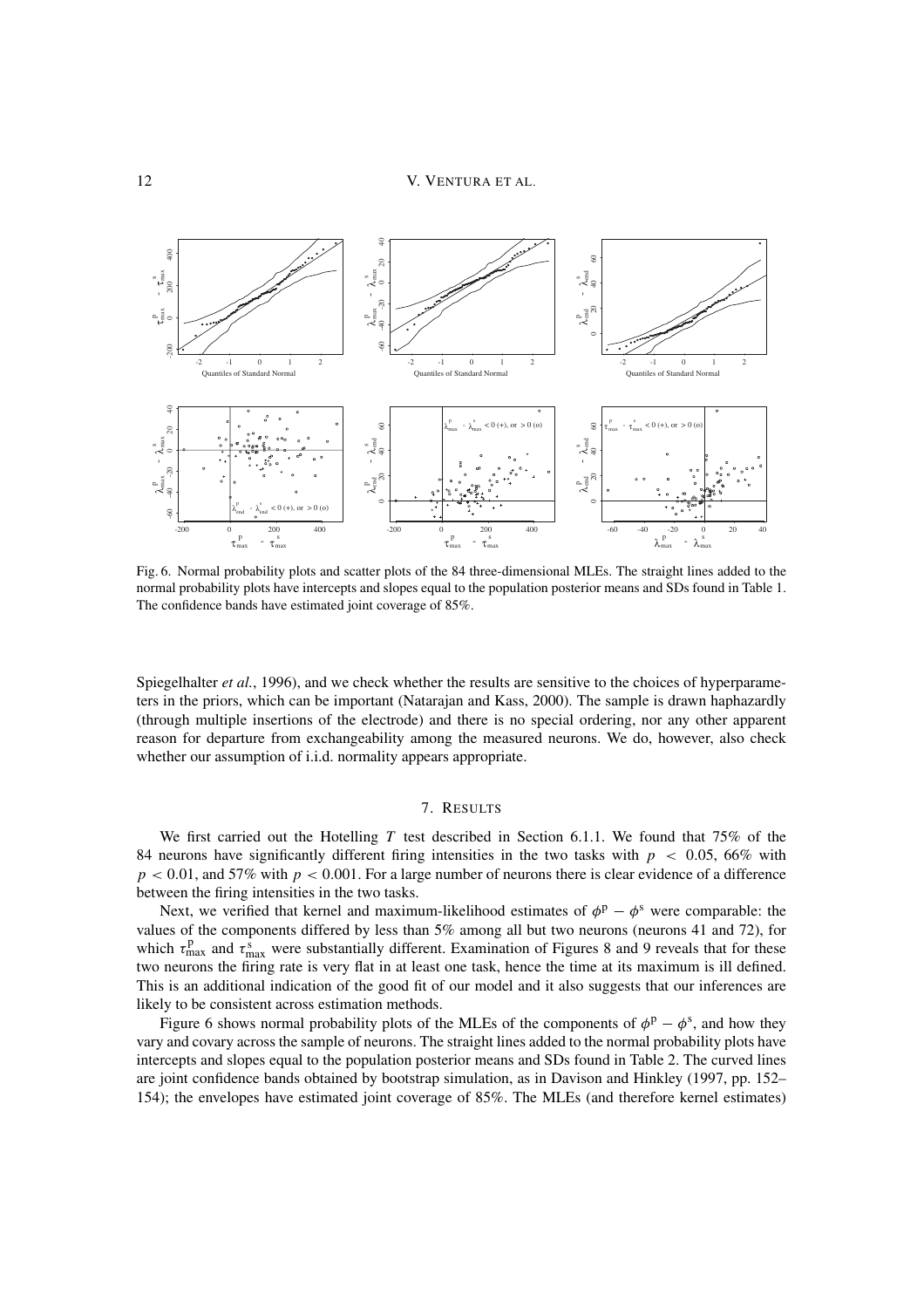Fig. 6. Normal probability plots and scatter plots of the 84 three-dimensional MLEs. The straight lines added to the normal probability plots have intercepts and slopes equal to the population posterior means and SDs found in Table 1. The confidence bands have estimated joint coverage of 85%.

Spiegelhalter *et al.*, 1996), and we check whether the results are sensitive to the choices of hyperparameters in the priors, which can be important (Natarajan and Kass, 2000). The sample is drawn haphazardly (through multiple insertions of the electrode) and there is no special ordering, nor any other apparent reason for departure from exchangeability among the measured neurons. We do, however, also check whether our assumption of i.i.d. normality appears appropriate.

## 7. RESULTS

We first carried out the Hotelling $T$ test described in Section 6.1.1. We found that 75% of the 84 neurons have significantly different firing intensities in the two tasks with $p < 0.05$, 66% with $p < 0.01$, and 57% with $p < 0.001$. For a large number of neurons there is clear evidence of a difference between the firing intensities in the two tasks.

Next, we verified that kernel and maximum-likelihood estimates of $\phi^{\mathrm{p}} - \phi^{\mathrm{s}}$ were comparable: the values of the components differed by less than 5% among all but two neurons (neurons 41 and 72), for which $\tau^{\mathrm{p}}_{\max}$ and $\tau^{\mathrm{s}}_{\max}$ were substantially different. Examination of Figures 8 and 9 reveals that for these two neurons the firing rate is very flat in at least one task, hence the time at its maximum is ill defined. This is an additional indication of the good fit of our model and it also suggests that our inferences are likely to be consistent across estimation methods.

Figure 6 shows normal probability plots of the MLEs of the components of $\phi^{\mathrm{p}} - \phi^{\mathrm{s}}$, and how they vary and covary across the sample of neurons. The straight lines added to the normal probability plots have intercepts and slopes equal to the population posterior means and SDs found in Table 2. The curved lines are joint confidence bands obtained by bootstrap simulation, as in Davison and Hinkley (1997, pp. 152–154); the envelopes have estimated joint coverage of 85%. The MLEs (and therefore kernel estimates)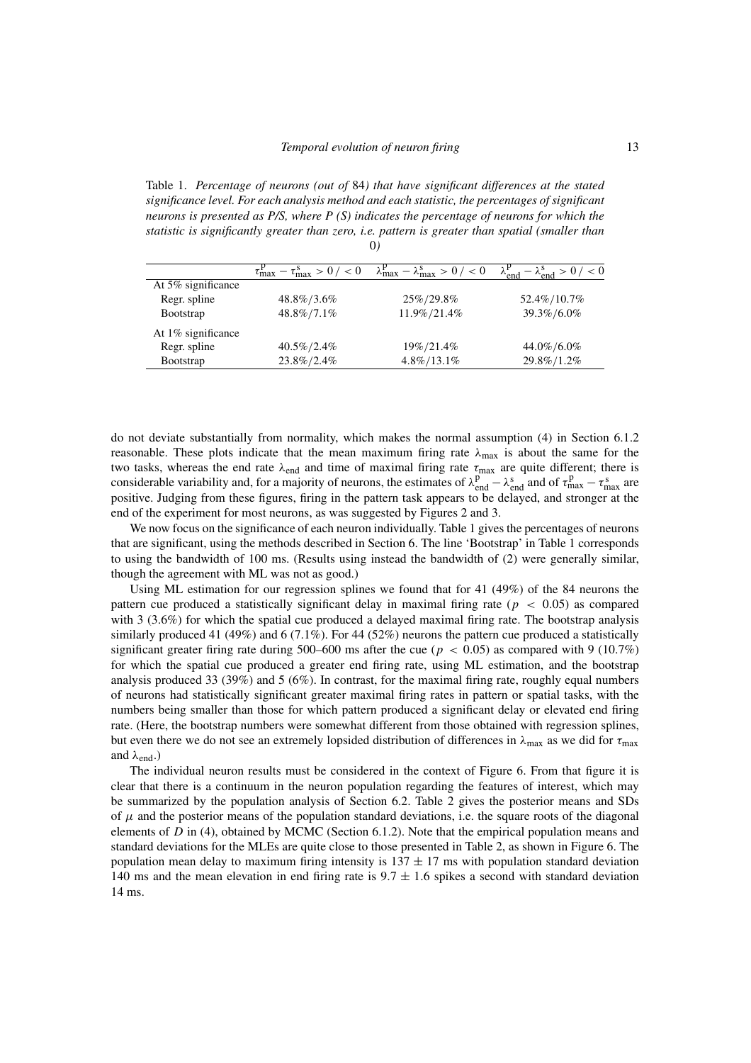Table 1. *Percentage of neurons (out of* 84*) that have significant differences at the stated significance level. For each analysis method and each statistic, the percentages of significant neurons is presented as P/S, where P (S) indicates the percentage of neurons for which the statistic is significantly greater than zero, i.e. pattern is greater than spatial (smaller than* 0*)*

| | $\tau^{\mathrm{p}}_{\max} - \tau^{\mathrm{s}}_{\max} > 0 / < 0$ | $\lambda^{\mathrm{p}}_{\max} - \lambda^{\mathrm{s}}_{\max} > 0 / < 0$ | $\lambda^{\mathrm{p}}_{\mathrm{end}} - \lambda^{\mathrm{s}}_{\mathrm{end}} > 0 / < 0$ |
|---|---|---|---|
| At 5% significance | | | |
| Regr. spline | 48.8%/3.6% | 25%/29.8% | 52.4%/10.7% |
| Bootstrap | 48.8%/7.1% | 11.9%/21.4% | 39.3%/6.0% |
| At 1% significance | | | |
| Regr. spline | 40.5%/2.4% | 19%/21.4% | 44.0%/6.0% |
| Bootstrap | 23.8%/2.4% | 4.8%/13.1% | 29.8%/1.2% |

do not deviate substantially from normality, which makes the normal assumption (4) in Section 6.1.2 reasonable. These plots indicate that the mean maximum firing rate $\lambda_{\max}$ is about the same for the two tasks, whereas the end rate $\lambda_{\mathrm{end}}$ and time of maximal firing rate $\tau_{\max}$ are quite different; there is considerable variability and, for a majority of neurons, the estimates of $\lambda^{\mathrm{p}}_{\mathrm{end}} - \lambda^{\mathrm{s}}_{\mathrm{end}}$ and of $\tau^{\mathrm{p}}_{\max} - \tau^{\mathrm{s}}_{\max}$ are positive. Judging from these figures, firing in the pattern task appears to be delayed, and stronger at the end of the experiment for most neurons, as was suggested by Figures 2 and 3.

We now focus on the significance of each neuron individually. Table 1 gives the percentages of neurons that are significant, using the methods described in Section 6. The line 'Bootstrap' in Table 1 corresponds to using the bandwidth of 100 ms. (Results using instead the bandwidth of (2) were generally similar, though the agreement with ML was not as good.)

Using ML estimation for our regression splines we found that for 41 (49%) of the 84 neurons the pattern cue produced a statistically significant delay in maximal firing rate ($p < 0.05$) as compared with 3 (3.6%) for which the spatial cue produced a delayed maximal firing rate. The bootstrap analysis similarly produced 41 (49%) and 6 (7.1%). For 44 (52%) neurons the pattern cue produced a statistically significant greater firing rate during 500–600 ms after the cue ($p < 0.05$) as compared with 9 (10.7%) for which the spatial cue produced a greater end firing rate, using ML estimation, and the bootstrap analysis produced 33 (39%) and 5 (6%). In contrast, for the maximal firing rate, roughly equal numbers of neurons had statistically significant greater maximal firing rates in pattern or spatial tasks, with the numbers being smaller than those for which pattern produced a significant delay or elevated end firing rate. (Here, the bootstrap numbers were somewhat different from those obtained with regression splines, but even there we do not see an extremely lopsided distribution of differences in $\lambda_{\max}$ as we did for $\tau_{\max}$ and $\lambda_{\mathrm{end}}$.)

The individual neuron results must be considered in the context of Figure 6. From that figure it is clear that there is a continuum in the neuron population regarding the features of interest, which may be summarized by the population analysis of Section 6.2. Table 2 gives the posterior means and SDs of $\mu$ and the posterior means of the population standard deviations, i.e. the square roots of the diagonal elements of $D$ in (4), obtained by MCMC (Section 6.1.2). Note that the empirical population means and standard deviations for the MLEs are quite close to those presented in Table 2, as shown in Figure 6. The population mean delay to maximum firing intensity is $137 \pm 17$ ms with population standard deviation 140 ms and the mean elevation in end firing rate is $9.7 \pm 1.6$ spikes a second with standard deviation 14 ms.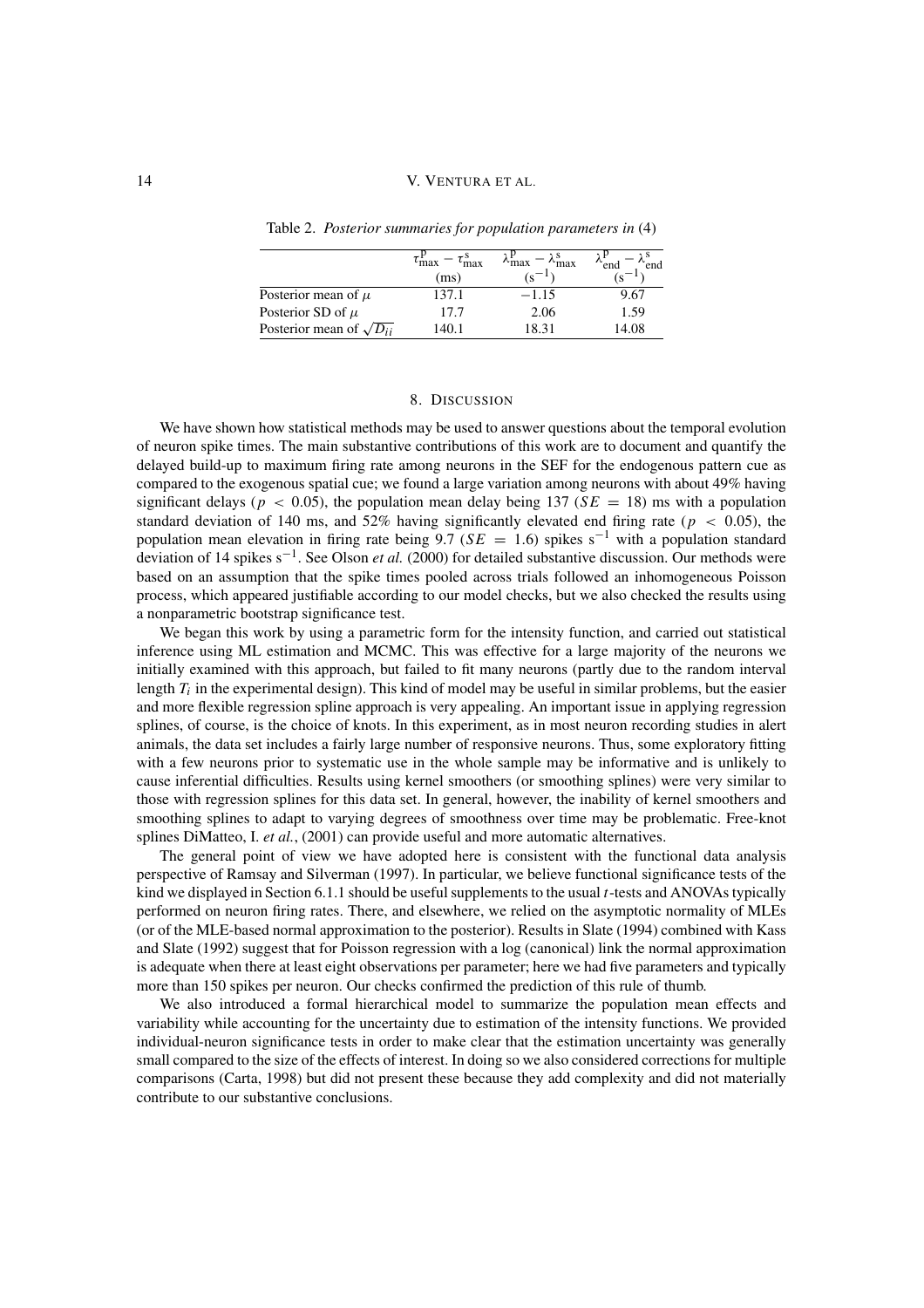Table 2. *Posterior summaries for population parameters in* (4)

| | $\tau^{p}_{max} - \tau^{s}_{max}$ (ms) | $\lambda^{p}_{max} - \lambda^{s}_{max}$ ($s^{-1}$) | $\lambda^{p}_{end} - \lambda^{s}_{end}$ ($s^{-1}$) |
|---|---|---|---|
| Posterior mean of $\mu$ | 137.1 | −1.15 | 9.67 |
| Posterior SD of $\mu$ | 17.7 | 2.06 | 1.59 |
| Posterior mean of $\sqrt{D_{ii}}$ | 140.1 | 18.31 | 14.08 |

## 8. DISCUSSION

We have shown how statistical methods may be used to answer questions about the temporal evolution of neuron spike times. The main substantive contributions of this work are to document and quantify the delayed build-up to maximum firing rate among neurons in the SEF for the endogenous pattern cue as compared to the exogenous spatial cue; we found a large variation among neurons with about 49% having significant delays ($p < 0.05$), the population mean delay being 137 ($SE = 18$) ms with a population standard deviation of 140 ms, and 52% having significantly elevated end firing rate ($p < 0.05$), the population mean elevation in firing rate being 9.7 ($SE = 1.6$) spikes $s^{-1}$ with a population standard deviation of 14 spikes $s^{-1}$. See Olson *et al.* (2000) for detailed substantive discussion. Our methods were based on an assumption that the spike times pooled across trials followed an inhomogeneous Poisson process, which appeared justifiable according to our model checks, but we also checked the results using a nonparametric bootstrap significance test.

We began this work by using a parametric form for the intensity function, and carried out statistical inference using ML estimation and MCMC. This was effective for a large majority of the neurons we initially examined with this approach, but failed to fit many neurons (partly due to the random interval length $T_i$ in the experimental design). This kind of model may be useful in similar problems, but the easier and more flexible regression spline approach is very appealing. An important issue in applying regression splines, of course, is the choice of knots. In this experiment, as in most neuron recording studies in alert animals, the data set includes a fairly large number of responsive neurons. Thus, some exploratory fitting with a few neurons prior to systematic use in the whole sample may be informative and is unlikely to cause inferential difficulties. Results using kernel smoothers (or smoothing splines) were very similar to those with regression splines for this data set. In general, however, the inability of kernel smoothers and smoothing splines to adapt to varying degrees of smoothness over time may be problematic. Free-knot splines DiMatteo, I. *et al.*, (2001) can provide useful and more automatic alternatives.

The general point of view we have adopted here is consistent with the functional data analysis perspective of Ramsay and Silverman (1997). In particular, we believe functional significance tests of the kind we displayed in Section 6.1.1 should be useful supplements to the usual $t$-tests and ANOVAs typically performed on neuron firing rates. There, and elsewhere, we relied on the asymptotic normality of MLEs (or of the MLE-based normal approximation to the posterior). Results in Slate (1994) combined with Kass and Slate (1992) suggest that for Poisson regression with a log (canonical) link the normal approximation is adequate when there at least eight observations per parameter; here we had five parameters and typically more than 150 spikes per neuron. Our checks confirmed the prediction of this rule of thumb.

We also introduced a formal hierarchical model to summarize the population mean effects and variability while accounting for the uncertainty due to estimation of the intensity functions. We provided individual-neuron significance tests in order to make clear that the estimation uncertainty was generally small compared to the size of the effects of interest. In doing so we also considered corrections for multiple comparisons (Carta, 1998) but did not present these because they add complexity and did not materially contribute to our substantive conclusions.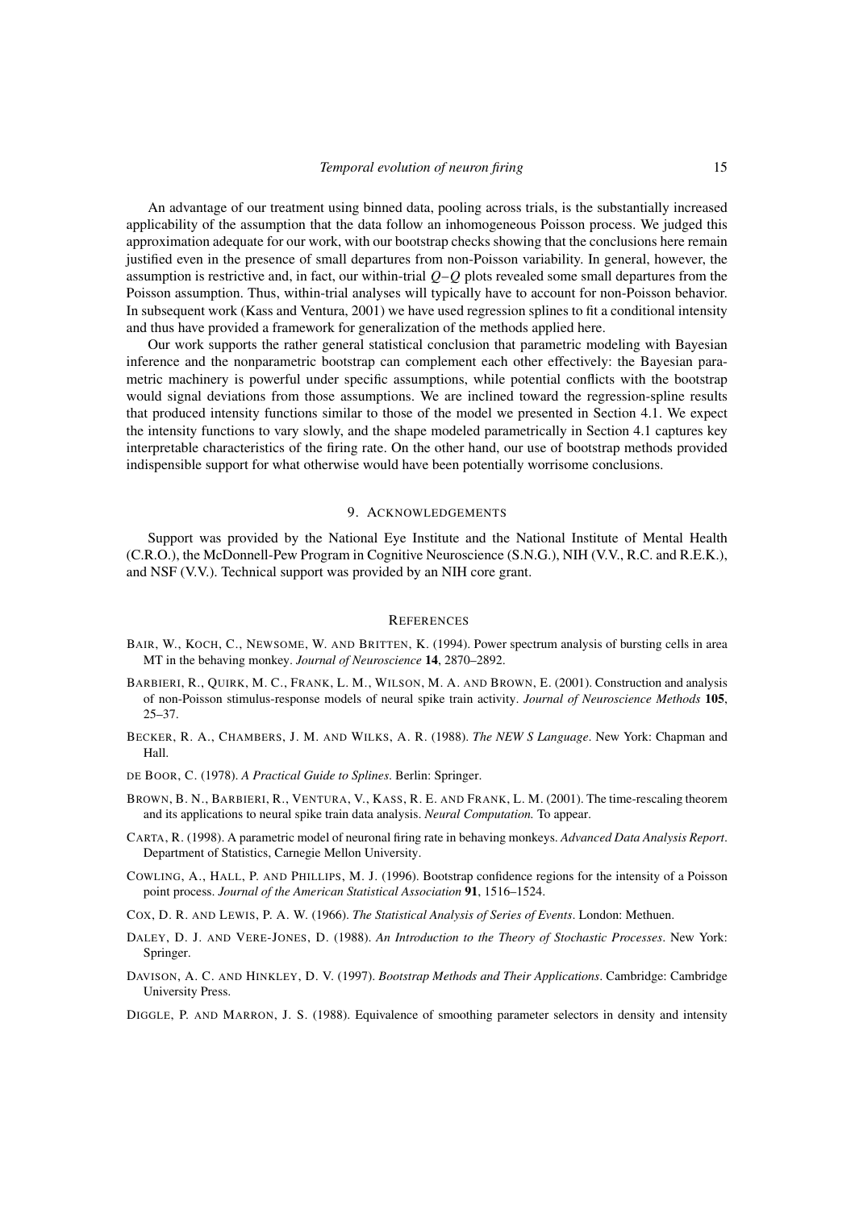An advantage of our treatment using binned data, pooling across trials, is the substantially increased applicability of the assumption that the data follow an inhomogeneous Poisson process. We judged this approximation adequate for our work, with our bootstrap checks showing that the conclusions here remain justified even in the presence of small departures from non-Poisson variability. In general, however, the assumption is restrictive and, in fact, our within-trial $Q$–$Q$ plots revealed some small departures from the Poisson assumption. Thus, within-trial analyses will typically have to account for non-Poisson behavior. In subsequent work (Kass and Ventura, 2001) we have used regression splines to fit a conditional intensity and thus have provided a framework for generalization of the methods applied here.

Our work supports the rather general statistical conclusion that parametric modeling with Bayesian inference and the nonparametric bootstrap can complement each other effectively: the Bayesian parametric machinery is powerful under specific assumptions, while potential conflicts with the bootstrap would signal deviations from those assumptions. We are inclined toward the regression-spline results that produced intensity functions similar to those of the model we presented in Section 4.1. We expect the intensity functions to vary slowly, and the shape modeled parametrically in Section 4.1 captures key interpretable characteristics of the firing rate. On the other hand, our use of bootstrap methods provided indispensible support for what otherwise would have been potentially worrisome conclusions.

## 9. Acknowledgements

Support was provided by the National Eye Institute and the National Institute of Mental Health (C.R.O.), the McDonnell-Pew Program in Cognitive Neuroscience (S.N.G.), NIH (V.V., R.C. and R.E.K.), and NSF (V.V.). Technical support was provided by an NIH core grant.

## References

Bair, W., Koch, C., Newsome, W. and Britten, K. (1994). Power spectrum analysis of bursting cells in area MT in the behaving monkey. *Journal of Neuroscience* **14**, 2870–2892.

Barbieri, R., Quirk, M. C., Frank, L. M., Wilson, M. A. and Brown, E. (2001). Construction and analysis of non-Poisson stimulus-response models of neural spike train activity. *Journal of Neuroscience Methods* **105**, 25–37.

Becker, R. A., Chambers, J. M. and Wilks, A. R. (1988). *The NEW S Language*. New York: Chapman and Hall.

de Boor, C. (1978). *A Practical Guide to Splines*. Berlin: Springer.

Brown, B. N., Barbieri, R., Ventura, V., Kass, R. E. and Frank, L. M. (2001). The time-rescaling theorem and its applications to neural spike train data analysis. *Neural Computation.* To appear.

Carta, R. (1998). A parametric model of neuronal firing rate in behaving monkeys. *Advanced Data Analysis Report*. Department of Statistics, Carnegie Mellon University.

Cowling, A., Hall, P. and Phillips, M. J. (1996). Bootstrap confidence regions for the intensity of a Poisson point process. *Journal of the American Statistical Association* **91**, 1516–1524.

Cox, D. R. and Lewis, P. A. W. (1966). *The Statistical Analysis of Series of Events*. London: Methuen.

Daley, D. J. and Vere-Jones, D. (1988). *An Introduction to the Theory of Stochastic Processes*. New York: Springer.

Davison, A. C. and Hinkley, D. V. (1997). *Bootstrap Methods and Their Applications*. Cambridge: Cambridge University Press.

Diggle, P. and Marron, J. S. (1988). Equivalence of smoothing parameter selectors in density and intensity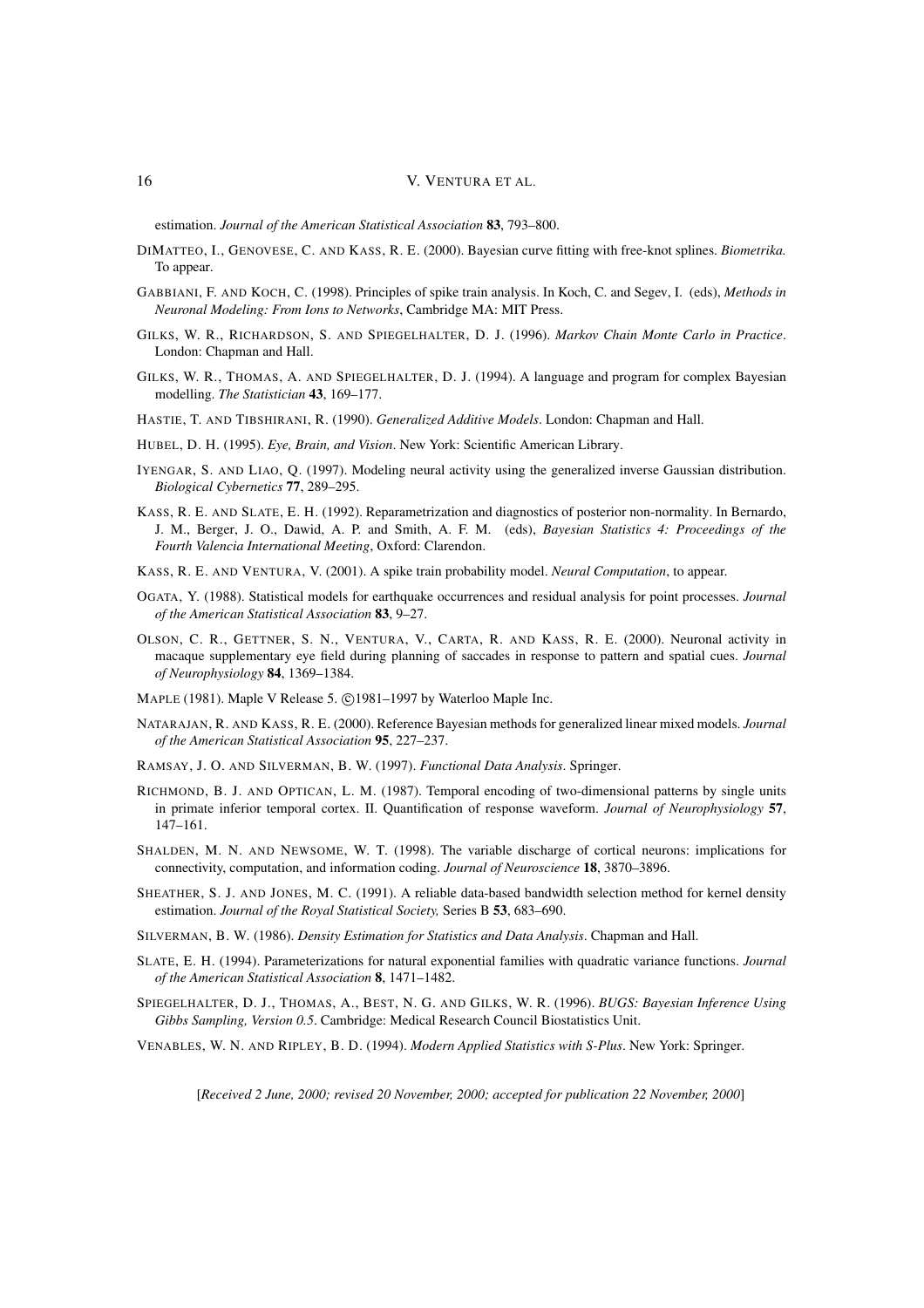estimation. *Journal of the American Statistical Association* **83**, 793–800.

DIMATTEO, I., GENOVESE, C. AND KASS, R. E. (2000). Bayesian curve fitting with free-knot splines. *Biometrika.* To appear.

GABBIANI, F. AND KOCH, C. (1998). Principles of spike train analysis. In Koch, C. and Segev, I. (eds), *Methods in Neuronal Modeling: From Ions to Networks*, Cambridge MA: MIT Press.

GILKS, W. R., RICHARDSON, S. AND SPIEGELHALTER, D. J. (1996). *Markov Chain Monte Carlo in Practice*. London: Chapman and Hall.

GILKS, W. R., THOMAS, A. AND SPIEGELHALTER, D. J. (1994). A language and program for complex Bayesian modelling. *The Statistician* **43**, 169–177.

HASTIE, T. AND TIBSHIRANI, R. (1990). *Generalized Additive Models*. London: Chapman and Hall.

HUBEL, D. H. (1995). *Eye, Brain, and Vision*. New York: Scientific American Library.

IYENGAR, S. AND LIAO, Q. (1997). Modeling neural activity using the generalized inverse Gaussian distribution. *Biological Cybernetics* **77**, 289–295.

KASS, R. E. AND SLATE, E. H. (1992). Reparametrization and diagnostics of posterior non-normality. In Bernardo, J. M., Berger, J. O., Dawid, A. P. and Smith, A. F. M. (eds), *Bayesian Statistics 4: Proceedings of the Fourth Valencia International Meeting*, Oxford: Clarendon.

KASS, R. E. AND VENTURA, V. (2001). A spike train probability model. *Neural Computation*, to appear.

OGATA, Y. (1988). Statistical models for earthquake occurrences and residual analysis for point processes. *Journal of the American Statistical Association* **83**, 9–27.

OLSON, C. R., GETTNER, S. N., VENTURA, V., CARTA, R. AND KASS, R. E. (2000). Neuronal activity in macaque supplementary eye field during planning of saccades in response to pattern and spatial cues. *Journal of Neurophysiology* **84**, 1369–1384.

MAPLE (1981). Maple V Release 5. ©1981–1997 by Waterloo Maple Inc.

NATARAJAN, R. AND KASS, R. E. (2000). Reference Bayesian methods for generalized linear mixed models. *Journal of the American Statistical Association* **95**, 227–237.

RAMSAY, J. O. AND SILVERMAN, B. W. (1997). *Functional Data Analysis*. Springer.

RICHMOND, B. J. AND OPTICAN, L. M. (1987). Temporal encoding of two-dimensional patterns by single units in primate inferior temporal cortex. II. Quantification of response waveform. *Journal of Neurophysiology* **57**, 147–161.

SHALDEN, M. N. AND NEWSOME, W. T. (1998). The variable discharge of cortical neurons: implications for connectivity, computation, and information coding. *Journal of Neuroscience* **18**, 3870–3896.

SHEATHER, S. J. AND JONES, M. C. (1991). A reliable data-based bandwidth selection method for kernel density estimation. *Journal of the Royal Statistical Society,* Series B **53**, 683–690.

SILVERMAN, B. W. (1986). *Density Estimation for Statistics and Data Analysis*. Chapman and Hall.

SLATE, E. H. (1994). Parameterizations for natural exponential families with quadratic variance functions. *Journal of the American Statistical Association* **8**, 1471–1482.

SPIEGELHALTER, D. J., THOMAS, A., BEST, N. G. AND GILKS, W. R. (1996). *BUGS: Bayesian Inference Using Gibbs Sampling, Version 0.5*. Cambridge: Medical Research Council Biostatistics Unit.

VENABLES, W. N. AND RIPLEY, B. D. (1994). *Modern Applied Statistics with S-Plus*. New York: Springer.

[*Received 2 June, 2000; revised 20 November, 2000; accepted for publication 22 November, 2000*]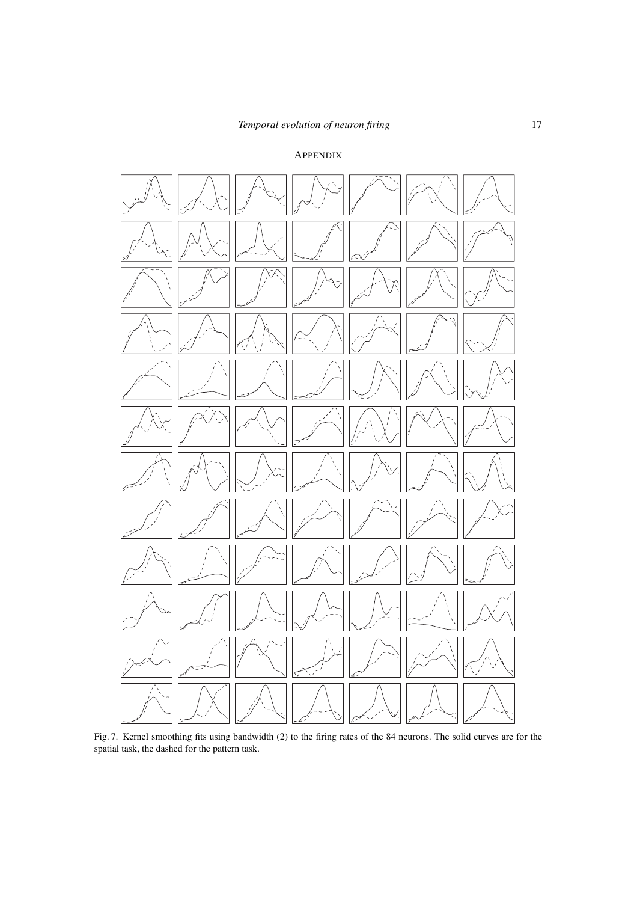# APPENDIX

Fig. 7. Kernel smoothing fits using bandwidth (2) to the firing rates of the 84 neurons. The solid curves are for the spatial task, the dashed for the pattern task.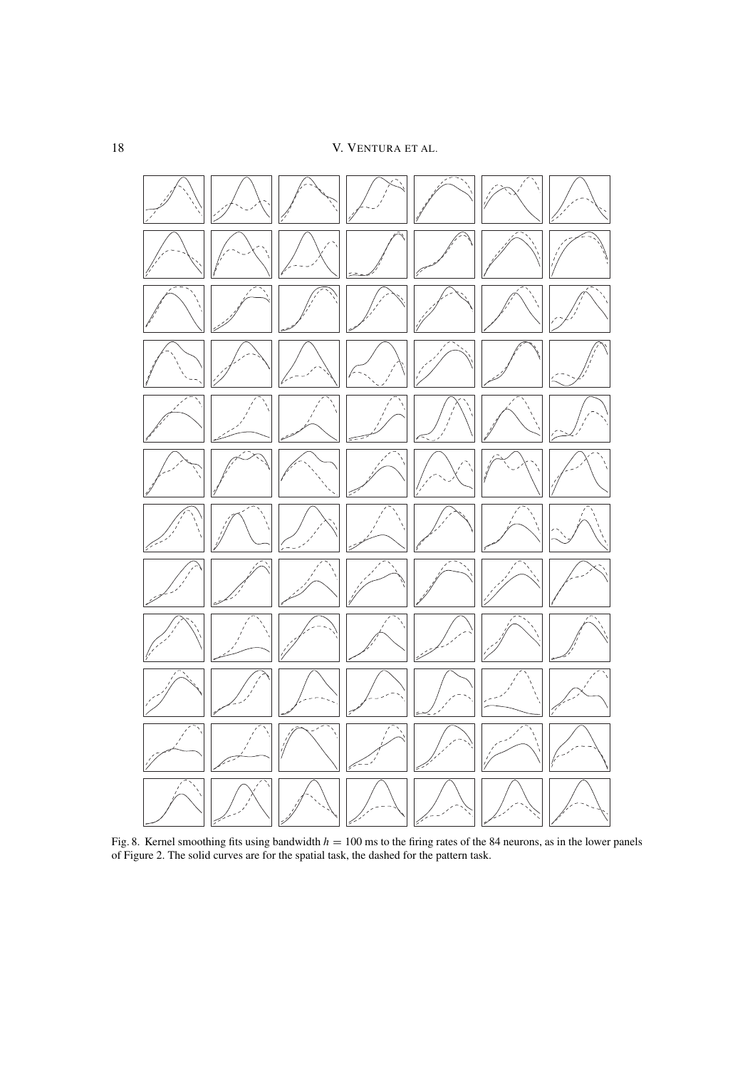Fig. 8. Kernel smoothing fits using bandwidth $h = 100$ ms to the firing rates of the 84 neurons, as in the lower panels of Figure 2. The solid curves are for the spatial task, the dashed for the pattern task.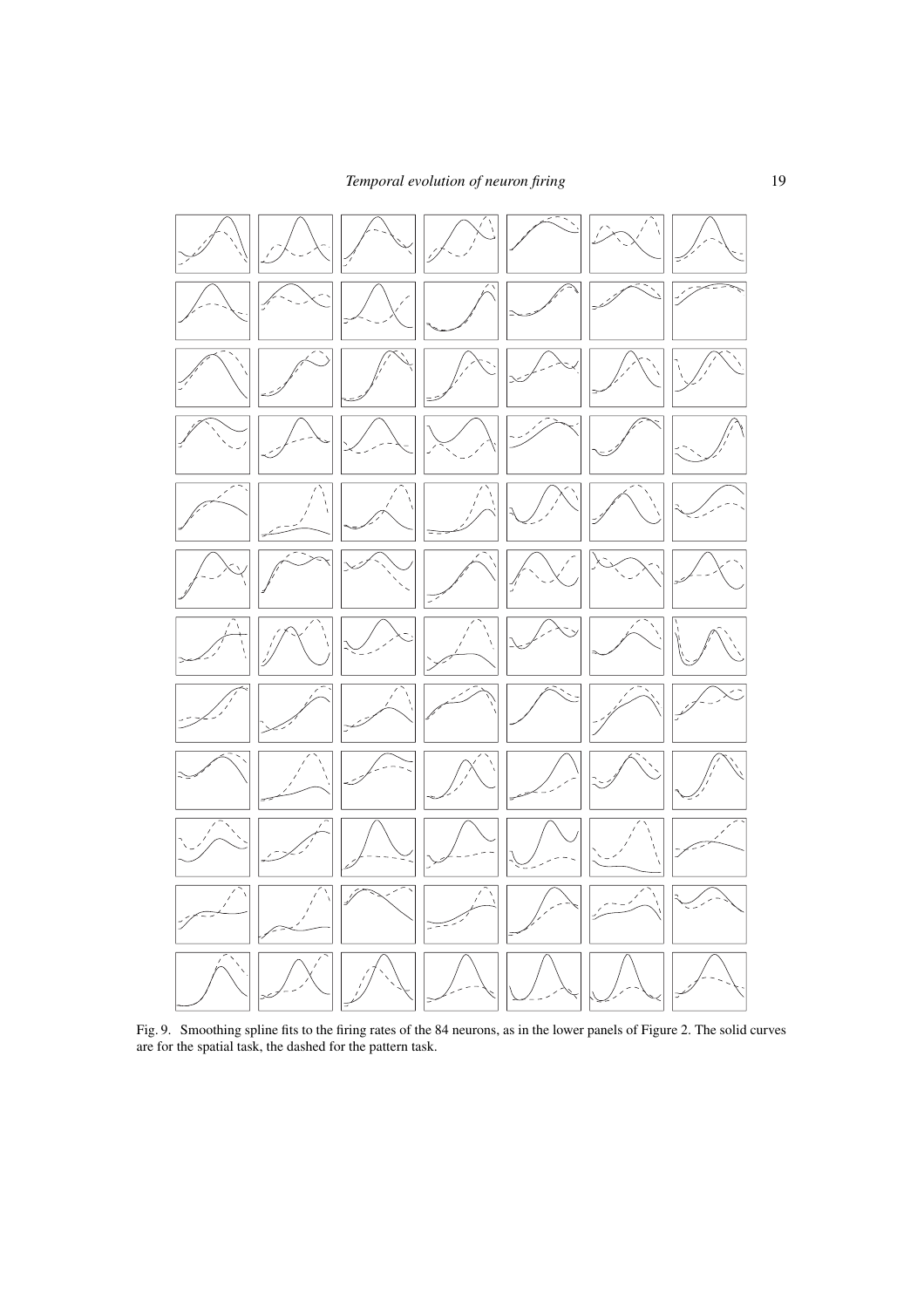Fig. 9. Smoothing spline fits to the firing rates of the 84 neurons, as in the lower panels of Figure 2. The solid curves are for the spatial task, the dashed for the pattern task.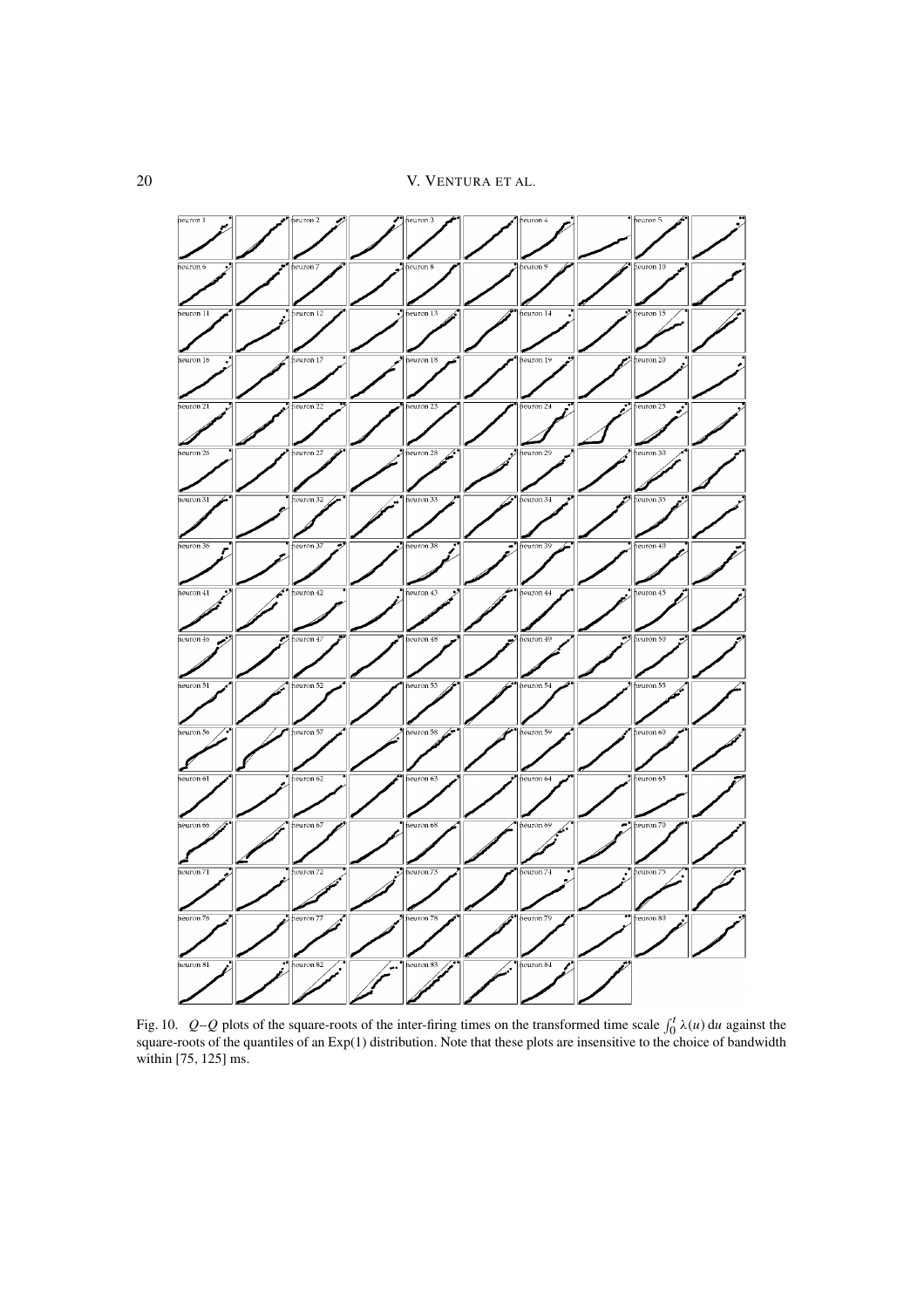neuron 1

neuron 2

neuron 3

neuron 4

neuron 5

neuron 6

neuron 7

neuron 8

neuron 9

neuron 10

neuron 11

neuron 12

neuron 13

neuron 14

neuron 15

neuron 16

neuron 17

neuron 18

neuron 19

neuron 20

neuron 21

neuron 22

neuron 23

neuron 24

neuron 25

neuron 26

neuron 27

neuron 28

neuron 29

neuron 30

neuron 31

neuron 32

neuron 33

neuron 34

neuron 35

neuron 36

neuron 37

neuron 38

neuron 39

neuron 40

neuron 41

neuron 42

neuron 43

neuron 44

neuron 45

neuron 46

neuron 47

neuron 48

neuron 49

neuron 50

neuron 51

neuron 52

neuron 53

neuron 54

neuron 55

neuron 56

neuron 57

neuron 58

neuron 59

neuron 60

neuron 61

neuron 62

neuron 63

neuron 64

neuron 65

neuron 66

neuron 67

neuron 68

neuron 69

neuron 70

neuron 71

neuron 72

neuron 73

neuron 74

neuron 75

neuron 76

neuron 77

neuron 78

neuron 79

neuron 80

neuron 81

neuron 82

neuron 83

neuron 84

Fig. 10. $Q$–$Q$ plots of the square-roots of the inter-firing times on the transformed time scale $\int_0^t \lambda(u)\,\mathrm{d}u$ against the square-roots of the quantiles of an Exp(1) distribution. Note that these plots are insensitive to the choice of bandwidth within [75, 125] ms.